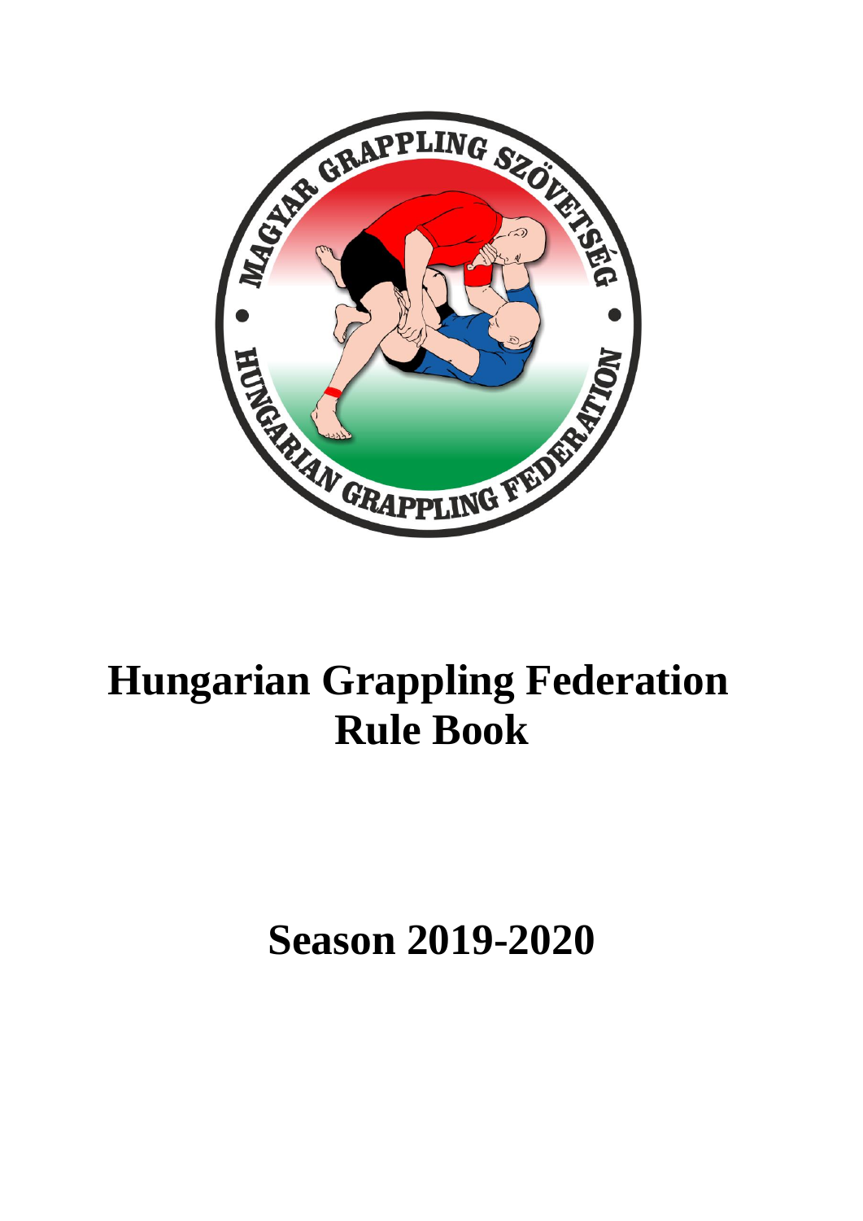# Hungarian Grappling Federation Rule Book

## Season 2019-2020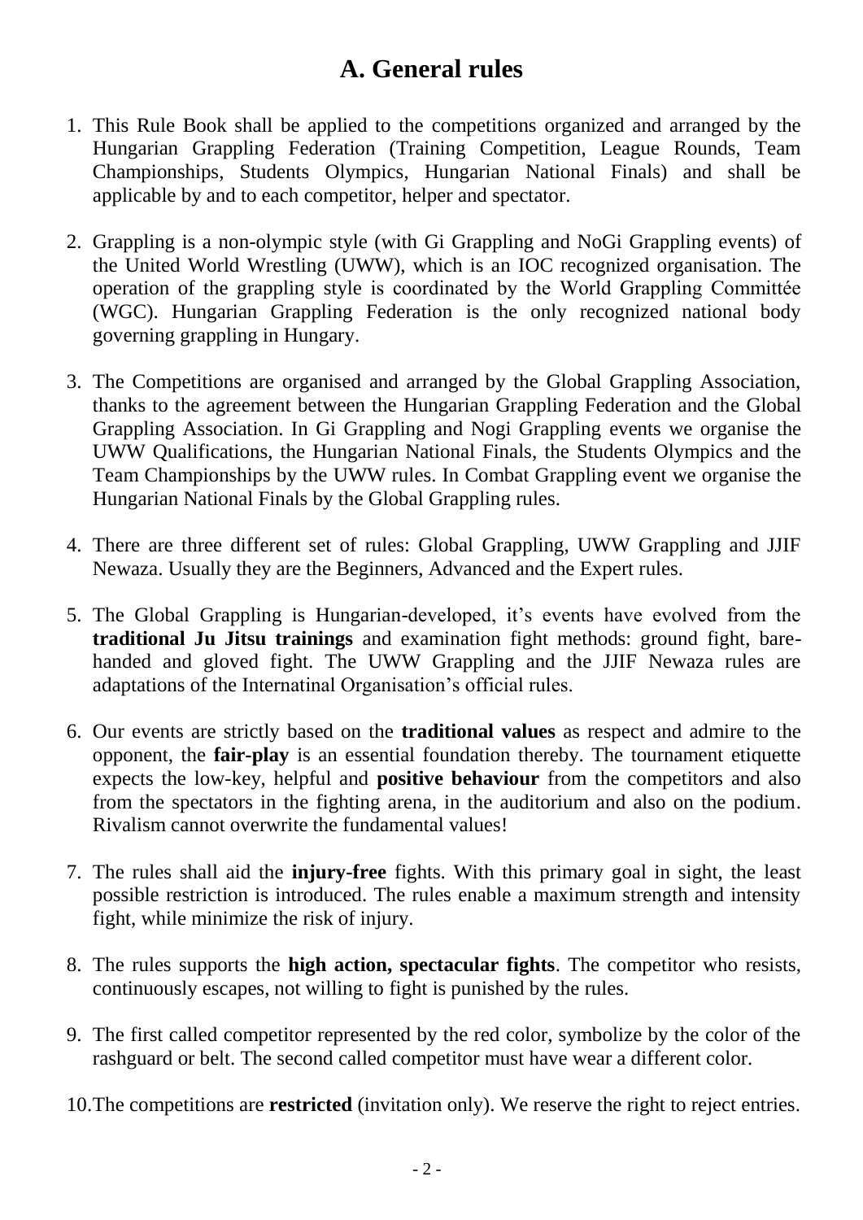## A. General rules

1. This Rule Book shall be applied to the competitions organized and arranged by the Hungarian Grappling Federation (Training Competition, League Rounds, Team Championships, Students Olympics, Hungarian National Finals) and shall be applicable by and to each competitor, helper and spectator.

2. Grappling is a non-olympic style (with Gi Grappling and NoGi Grappling events) of the United World Wrestling (UWW), which is an IOC recognized organisation. The operation of the grappling style is coordinated by the World Grappling Committée (WGC). Hungarian Grappling Federation is the only recognized national body governing grappling in Hungary.

3. The Competitions are organised and arranged by the Global Grappling Association, thanks to the agreement between the Hungarian Grappling Federation and the Global Grappling Association. In Gi Grappling and Nogi Grappling events we organise the UWW Qualifications, the Hungarian National Finals, the Students Olympics and the Team Championships by the UWW rules. In Combat Grappling event we organise the Hungarian National Finals by the Global Grappling rules.

4. There are three different set of rules: Global Grappling, UWW Grappling and JJIF Newaza. Usually they are the Beginners, Advanced and the Expert rules.

5. The Global Grappling is Hungarian-developed, it's events have evolved from the **traditional Ju Jitsu trainings** and examination fight methods: ground fight, bare-handed and gloved fight. The UWW Grappling and the JJIF Newaza rules are adaptations of the Internatinal Organisation's official rules.

6. Our events are strictly based on the **traditional values** as respect and admire to the opponent, the **fair-play** is an essential foundation thereby. The tournament etiquette expects the low-key, helpful and **positive behaviour** from the competitors and also from the spectators in the fighting arena, in the auditorium and also on the podium. Rivalism cannot overwrite the fundamental values!

7. The rules shall aid the **injury-free** fights. With this primary goal in sight, the least possible restriction is introduced. The rules enable a maximum strength and intensity fight, while minimize the risk of injury.

8. The rules supports the **high action, spectacular fights**. The competitor who resists, continuously escapes, not willing to fight is punished by the rules.

9. The first called competitor represented by the red color, symbolize by the color of the rashguard or belt. The second called competitor must have wear a different color.

10. The competitions are **restricted** (invitation only). We reserve the right to reject entries.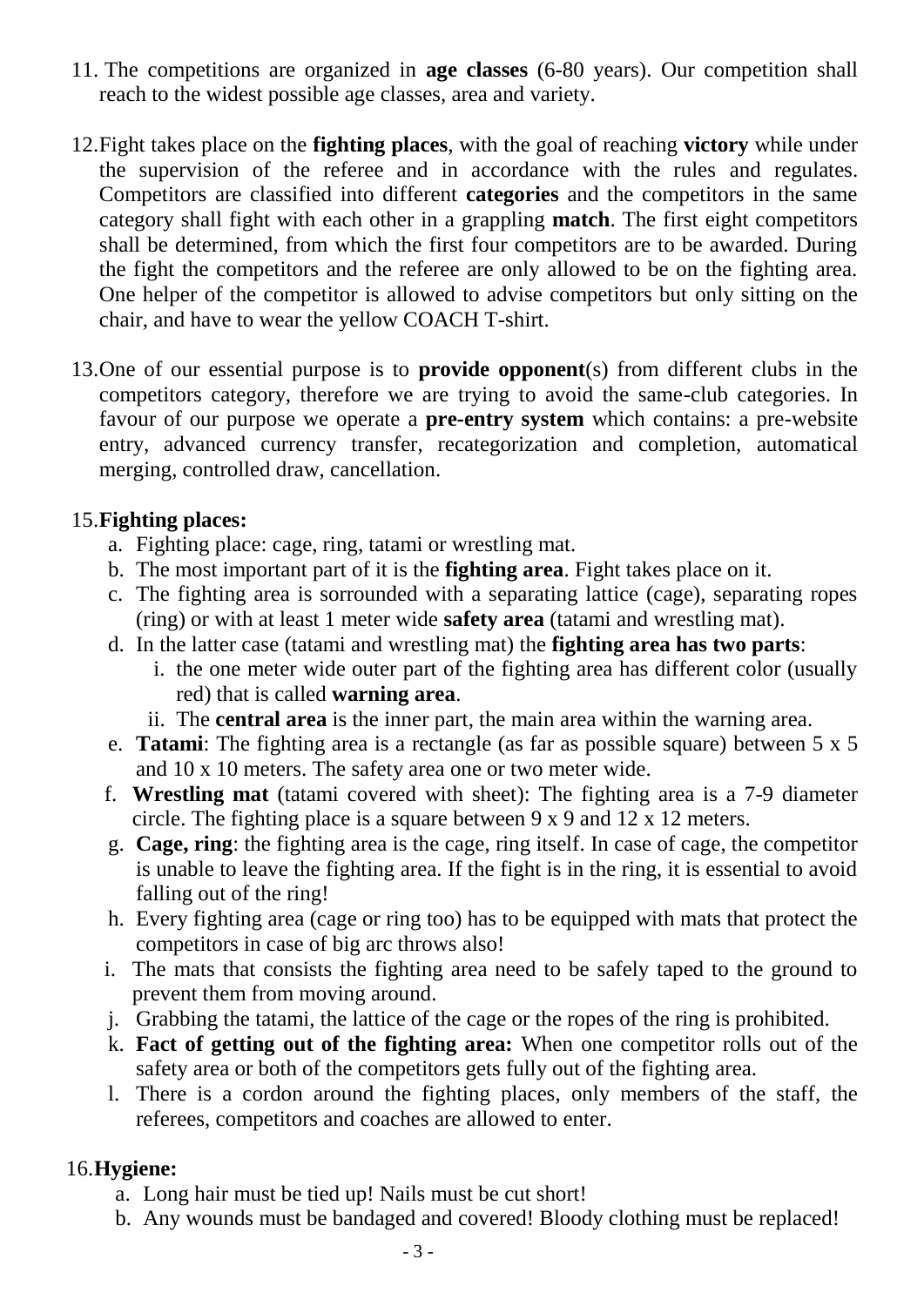11. The competitions are organized in **age classes** (6-80 years). Our competition shall reach to the widest possible age classes, area and variety.

12. Fight takes place on the **fighting places**, with the goal of reaching **victory** while under the supervision of the referee and in accordance with the rules and regulates. Competitors are classified into different **categories** and the competitors in the same category shall fight with each other in a grappling **match**. The first eight competitors shall be determined, from which the first four competitors are to be awarded. During the fight the competitors and the referee are only allowed to be on the fighting area. One helper of the competitor is allowed to advise competitors but only sitting on the chair, and have to wear the yellow COACH T-shirt.

13. One of our essential purpose is to **provide opponent**(s) from different clubs in the competitors category, therefore we are trying to avoid the same-club categories. In favour of our purpose we operate a **pre-entry system** which contains: a pre-website entry, advanced currency transfer, recategorization and completion, automatical merging, controlled draw, cancellation.

15. **Fighting places:**
    a. Fighting place: cage, ring, tatami or wrestling mat.
    b. The most important part of it is the **fighting area**. Fight takes place on it.
    c. The fighting area is sorrounded with a separating lattice (cage), separating ropes (ring) or with at least 1 meter wide **safety area** (tatami and wrestling mat).
    d. In the latter case (tatami and wrestling mat) the **fighting area has two parts**:
        i. the one meter wide outer part of the fighting area has different color (usually red) that is called **warning area**.
        ii. The **central area** is the inner part, the main area within the warning area.
    e. **Tatami**: The fighting area is a rectangle (as far as possible square) between 5 x 5 and 10 x 10 meters. The safety area one or two meter wide.
    f. **Wrestling mat** (tatami covered with sheet): The fighting area is a 7-9 diameter circle. The fighting place is a square between 9 x 9 and 12 x 12 meters.
    g. **Cage, ring**: the fighting area is the cage, ring itself. In case of cage, the competitor is unable to leave the fighting area. If the fight is in the ring, it is essential to avoid falling out of the ring!
    h. Every fighting area (cage or ring too) has to be equipped with mats that protect the competitors in case of big arc throws also!
    i. The mats that consists the fighting area need to be safely taped to the ground to prevent them from moving around.
    j. Grabbing the tatami, the lattice of the cage or the ropes of the ring is prohibited.
    k. **Fact of getting out of the fighting area:** When one competitor rolls out of the safety area or both of the competitors gets fully out of the fighting area.
    l. There is a cordon around the fighting places, only members of the staff, the referees, competitors and coaches are allowed to enter.

16. **Hygiene:**
    a. Long hair must be tied up! Nails must be cut short!
    b. Any wounds must be bandaged and covered! Bloody clothing must be replaced!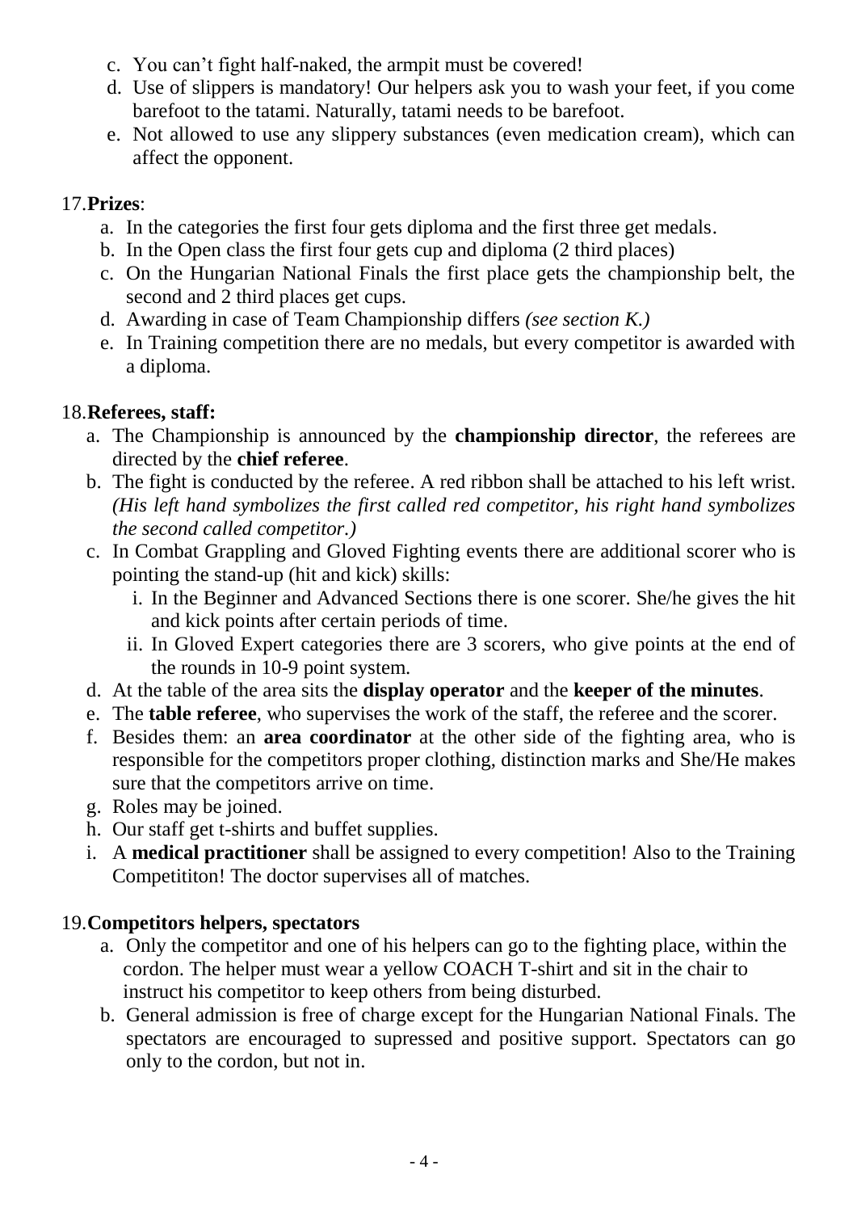c. You can’t fight half-naked, the armpit must be covered!
d. Use of slippers is mandatory! Our helpers ask you to wash your feet, if you come barefoot to the tatami. Naturally, tatami needs to be barefoot.
e. Not allowed to use any slippery substances (even medication cream), which can affect the opponent.

17. **Prizes**:
   a. In the categories the first four gets diploma and the first three get medals.
   b. In the Open class the first four gets cup and diploma (2 third places)
   c. On the Hungarian National Finals the first place gets the championship belt, the second and 2 third places get cups.
   d. Awarding in case of Team Championship differs *(see section K.)*
   e. In Training competition there are no medals, but every competitor is awarded with a diploma.

18. **Referees, staff:**
   a. The Championship is announced by the **championship director**, the referees are directed by the **chief referee**.
   b. The fight is conducted by the referee. A red ribbon shall be attached to his left wrist. *(His left hand symbolizes the first called red competitor, his right hand symbolizes the second called competitor.)*
   c. In Combat Grappling and Gloved Fighting events there are additional scorer who is pointing the stand-up (hit and kick) skills:
      i. In the Beginner and Advanced Sections there is one scorer. She/he gives the hit and kick points after certain periods of time.
      ii. In Gloved Expert categories there are 3 scorers, who give points at the end of the rounds in 10-9 point system.
   d. At the table of the area sits the **display operator** and the **keeper of the minutes**.
   e. The **table referee**, who supervises the work of the staff, the referee and the scorer.
   f. Besides them: an **area coordinator** at the other side of the fighting area, who is responsible for the competitors proper clothing, distinction marks and She/He makes sure that the competitors arrive on time.
   g. Roles may be joined.
   h. Our staff get t-shirts and buffet supplies.
   i. A **medical practitioner** shall be assigned to every competition! Also to the Training Competititon! The doctor supervises all of matches.

19. **Competitors helpers, spectators**
   a. Only the competitor and one of his helpers can go to the fighting place, within the cordon. The helper must wear a yellow COACH T-shirt and sit in the chair to instruct his competitor to keep others from being disturbed.
   b. General admission is free of charge except for the Hungarian National Finals. The spectators are encouraged to supressed and positive support. Spectators can go only to the cordon, but not in.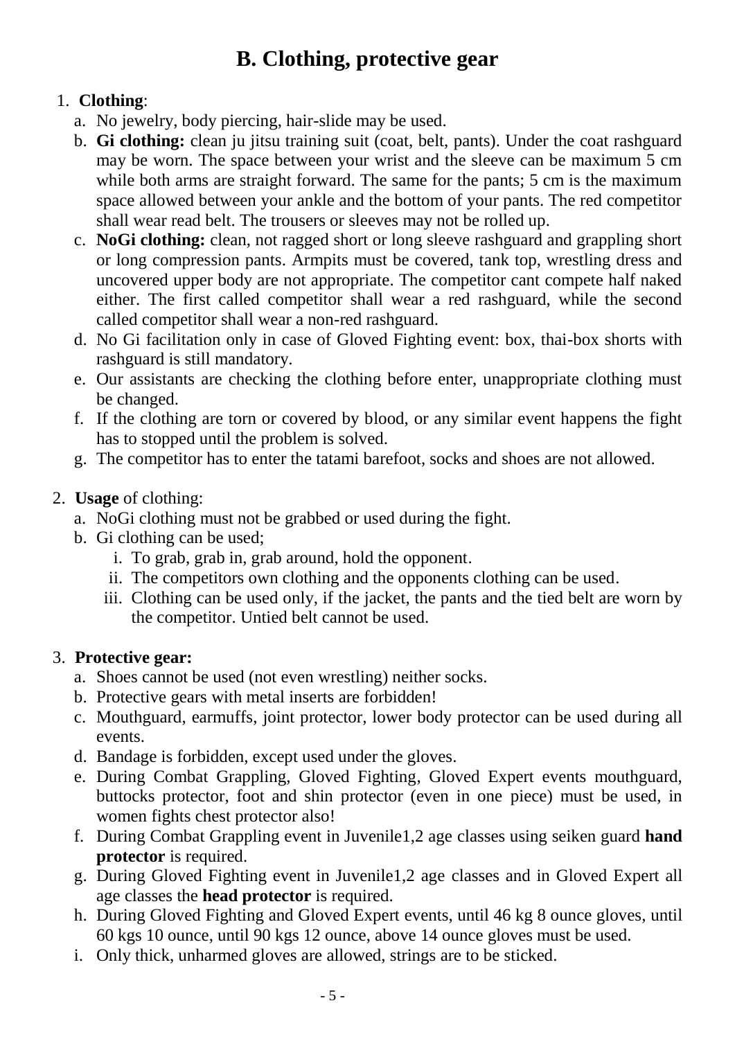# B. Clothing, protective gear

1. **Clothing**:
   a. No jewelry, body piercing, hair-slide may be used.
   b. **Gi clothing:** clean ju jitsu training suit (coat, belt, pants). Under the coat rashguard may be worn. The space between your wrist and the sleeve can be maximum 5 cm while both arms are straight forward. The same for the pants; 5 cm is the maximum space allowed between your ankle and the bottom of your pants. The red competitor shall wear read belt. The trousers or sleeves may not be rolled up.
   c. **NoGi clothing:** clean, not ragged short or long sleeve rashguard and grappling short or long compression pants. Armpits must be covered, tank top, wrestling dress and uncovered upper body are not appropriate. The competitor cant compete half naked either. The first called competitor shall wear a red rashguard, while the second called competitor shall wear a non-red rashguard.
   d. No Gi facilitation only in case of Gloved Fighting event: box, thai-box shorts with rashguard is still mandatory.
   e. Our assistants are checking the clothing before enter, unappropriate clothing must be changed.
   f. If the clothing are torn or covered by blood, or any similar event happens the fight has to stopped until the problem is solved.
   g. The competitor has to enter the tatami barefoot, socks and shoes are not allowed.

2. **Usage** of clothing:
   a. NoGi clothing must not be grabbed or used during the fight.
   b. Gi clothing can be used;
      i. To grab, grab in, grab around, hold the opponent.
      ii. The competitors own clothing and the opponents clothing can be used.
      iii. Clothing can be used only, if the jacket, the pants and the tied belt are worn by the competitor. Untied belt cannot be used.

3. **Protective gear:**
   a. Shoes cannot be used (not even wrestling) neither socks.
   b. Protective gears with metal inserts are forbidden!
   c. Mouthguard, earmuffs, joint protector, lower body protector can be used during all events.
   d. Bandage is forbidden, except used under the gloves.
   e. During Combat Grappling, Gloved Fighting, Gloved Expert events mouthguard, buttocks protector, foot and shin protector (even in one piece) must be used, in women fights chest protector also!
   f. During Combat Grappling event in Juvenile1,2 age classes using seiken guard **hand protector** is required.
   g. During Gloved Fighting event in Juvenile1,2 age classes and in Gloved Expert all age classes the **head protector** is required.
   h. During Gloved Fighting and Gloved Expert events, until 46 kg 8 ounce gloves, until 60 kgs 10 ounce, until 90 kgs 12 ounce, above 14 ounce gloves must be used.
   i. Only thick, unharmed gloves are allowed, strings are to be sticked.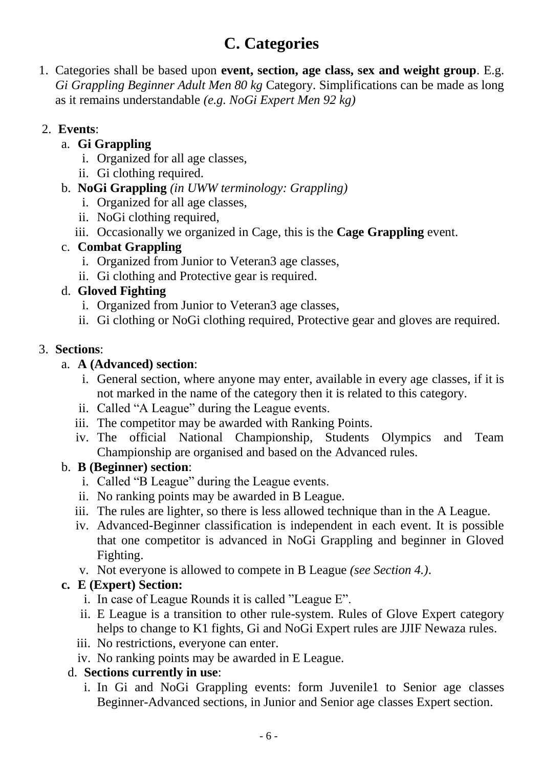# C. Categories

1. Categories shall be based upon **event, section, age class, sex and weight group**. E.g. *Gi Grappling Beginner Adult Men 80 kg* Category. Simplifications can be made as long as it remains understandable *(e.g. NoGi Expert Men 92 kg)*

2. **Events**:
   a. **Gi Grappling**
      i. Organized for all age classes,
      ii. Gi clothing required.
   b. **NoGi Grappling** *(in UWW terminology: Grappling)*
      i. Organized for all age classes,
      ii. NoGi clothing required,
      iii. Occasionally we organized in Cage, this is the **Cage Grappling** event.
   c. **Combat Grappling**
      i. Organized from Junior to Veteran3 age classes,
      ii. Gi clothing and Protective gear is required.
   d. **Gloved Fighting**
      i. Organized from Junior to Veteran3 age classes,
      ii. Gi clothing or NoGi clothing required, Protective gear and gloves are required.

3. **Sections**:
   a. **A (Advanced) section**:
      i. General section, where anyone may enter, available in every age classes, if it is not marked in the name of the category then it is related to this category.
      ii. Called "A League" during the League events.
      iii. The competitor may be awarded with Ranking Points.
      iv. The official National Championship, Students Olympics and Team Championship are organised and based on the Advanced rules.
   b. **B (Beginner) section**:
      i. Called "B League" during the League events.
      ii. No ranking points may be awarded in B League.
      iii. The rules are lighter, so there is less allowed technique than in the A League.
      iv. Advanced-Beginner classification is independent in each event. It is possible that one competitor is advanced in NoGi Grappling and beginner in Gloved Fighting.
      v. Not everyone is allowed to compete in B League *(see Section 4.)*.
   c. **E (Expert) Section:**
      i. In case of League Rounds it is called "League E".
      ii. E League is a transition to other rule-system. Rules of Glove Expert category helps to change to K1 fights, Gi and NoGi Expert rules are JJIF Newaza rules.
      iii. No restrictions, everyone can enter.
      iv. No ranking points may be awarded in E League.
   d. **Sections currently in use**:
      i. In Gi and NoGi Grappling events: form Juvenile1 to Senior age classes Beginner-Advanced sections, in Junior and Senior age classes Expert section.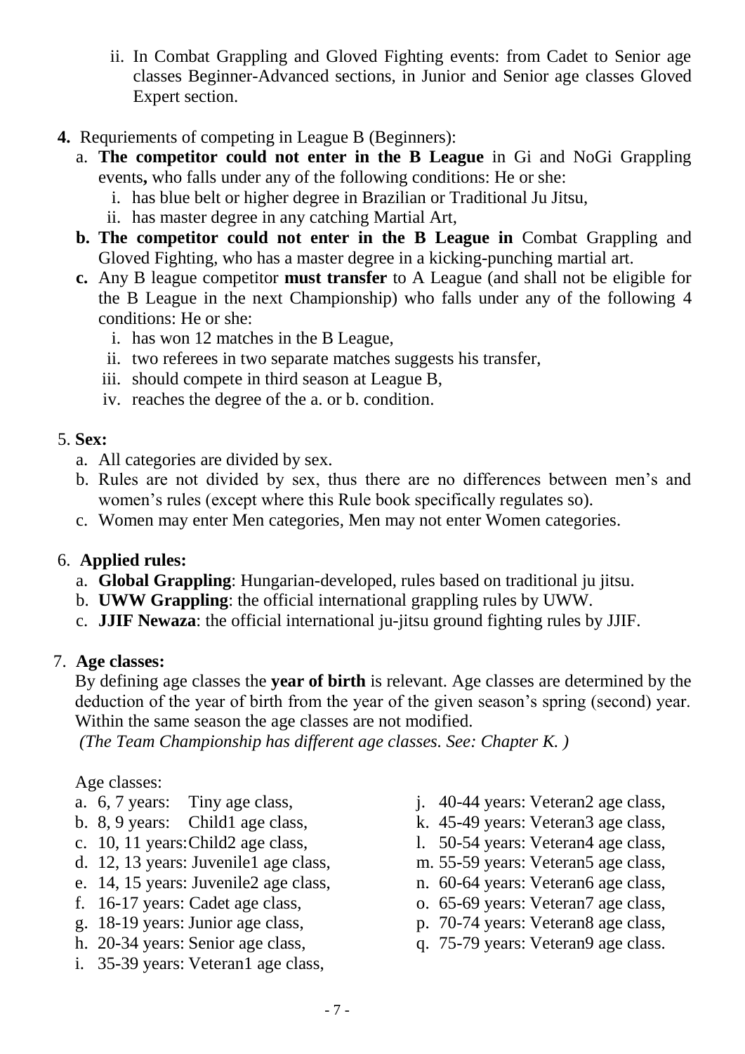ii. In Combat Grappling and Gloved Fighting events: from Cadet to Senior age classes Beginner-Advanced sections, in Junior and Senior age classes Gloved Expert section.

**4.** Requriements of competing in League B (Beginners):

   a. **The competitor could not enter in the B League** in Gi and NoGi Grappling events**,** who falls under any of the following conditions: He or she:
      i. has blue belt or higher degree in Brazilian or Traditional Ju Jitsu,
      ii. has master degree in any catching Martial Art,

   **b. The competitor could not enter in the B League in** Combat Grappling and Gloved Fighting, who has a master degree in a kicking-punching martial art.

   **c.** Any B league competitor **must transfer** to A League (and shall not be eligible for the B League in the next Championship) who falls under any of the following 4 conditions: He or she:
      i. has won 12 matches in the B League,
      ii. two referees in two separate matches suggests his transfer,
      iii. should compete in third season at League B,
      iv. reaches the degree of the a. or b. condition.

5. **Sex:**

   a. All categories are divided by sex.
   b. Rules are not divided by sex, thus there are no differences between men's and women's rules (except where this Rule book specifically regulates so).
   c. Women may enter Men categories, Men may not enter Women categories.

6. **Applied rules:**

   a. **Global Grappling**: Hungarian-developed, rules based on traditional ju jitsu.
   b. **UWW Grappling**: the official international grappling rules by UWW.
   c. **JJIF Newaza**: the official international ju-jitsu ground fighting rules by JJIF.

7. **Age classes:**

   By defining age classes the **year of birth** is relevant. Age classes are determined by the deduction of the year of birth from the year of the given season's spring (second) year. Within the same season the age classes are not modified.

   *(The Team Championship has different age classes. See: Chapter K. )*

   Age classes:

   a. 6, 7 years: Tiny age class,
   b. 8, 9 years: Child1 age class,
   c. 10, 11 years: Child2 age class,
   d. 12, 13 years: Juvenile1 age class,
   e. 14, 15 years: Juvenile2 age class,
   f. 16-17 years: Cadet age class,
   g. 18-19 years: Junior age class,
   h. 20-34 years: Senior age class,
   i. 35-39 years: Veteran1 age class,
   j. 40-44 years: Veteran2 age class,
   k. 45-49 years: Veteran3 age class,
   l. 50-54 years: Veteran4 age class,
   m. 55-59 years: Veteran5 age class,
   n. 60-64 years: Veteran6 age class,
   o. 65-69 years: Veteran7 age class,
   p. 70-74 years: Veteran8 age class,
   q. 75-79 years: Veteran9 age class.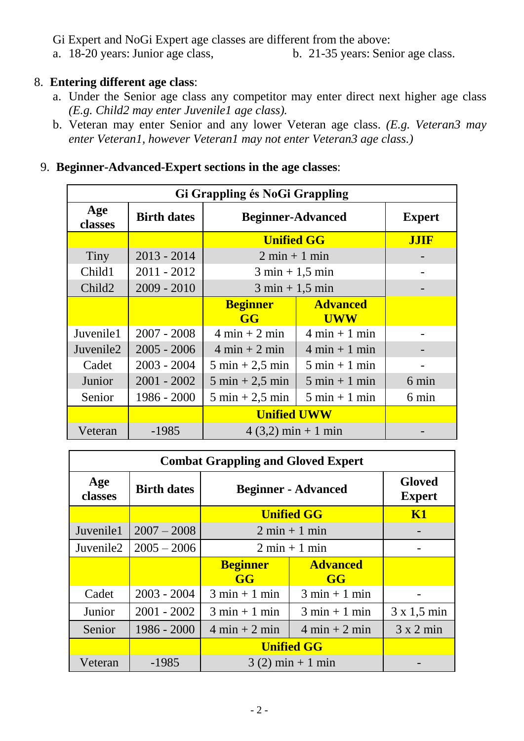Gi Expert and NoGi Expert age classes are different from the above:

a. 18-20 years: Junior age class,

b. 21-35 years: Senior age class.

8. **Entering different age class**:
   a. Under the Senior age class any competitor may enter direct next higher age class *(E.g. Child2 may enter Juvenile1 age class).*
   b. Veteran may enter Senior and any lower Veteran age class. *(E.g. Veteran3 may enter Veteran1, however Veteran1 may not enter Veteran3 age class.)*

9. **Beginner-Advanced-Expert sections in the age classes**:

| **Gi Grappling és NoGi Grappling** | | | | |
|---|---|---|---|---|
| **Age classes** | **Birth dates** | **Beginner-Advanced** | | **Expert** |
| | | **Unified GG** | | **JJIF** |
| Tiny | 2013 - 2014 | 2 min + 1 min | | - |
| Child1 | 2011 - 2012 | 3 min + 1,5 min | | - |
| Child2 | 2009 - 2010 | 3 min + 1,5 min | | - |
| | | **Beginner GG** | **Advanced UWW** | |
| Juvenile1 | 2007 - 2008 | 4 min + 2 min | 4 min + 1 min | - |
| Juvenile2 | 2005 - 2006 | 4 min + 2 min | 4 min + 1 min | - |
| Cadet | 2003 - 2004 | 5 min + 2,5 min | 5 min + 1 min | - |
| Junior | 2001 - 2002 | 5 min + 2,5 min | 5 min + 1 min | 6 min |
| Senior | 1986 - 2000 | 5 min + 2,5 min | 5 min + 1 min | 6 min |
| | | **Unified UWW** | | |
| Veteran | -1985 | 4 (3,2) min + 1 min | | - |

| **Combat Grappling and Gloved Expert** | | | | |
|---|---|---|---|---|
| **Age classes** | **Birth dates** | **Beginner - Advanced** | | **Gloved Expert** |
| | | **Unified GG** | | **K1** |
| Juvenile1 | 2007 – 2008 | 2 min + 1 min | | - |
| Juvenile2 | 2005 – 2006 | 2 min + 1 min | | - |
| | | **Beginner GG** | **Advanced GG** | |
| Cadet | 2003 - 2004 | 3 min + 1 min | 3 min + 1 min | - |
| Junior | 2001 - 2002 | 3 min + 1 min | 3 min + 1 min | 3 x 1,5 min |
| Senior | 1986 - 2000 | 4 min + 2 min | 4 min + 2 min | 3 x 2 min |
| | | **Unified GG** | | |
| Veteran | -1985 | 3 (2) min + 1 min | | - |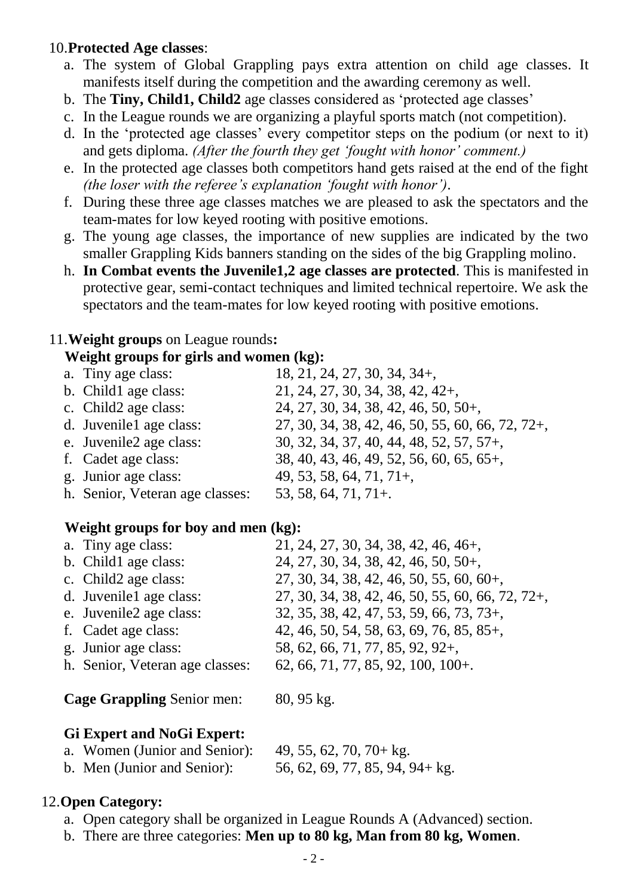10. **Protected Age classes**:
    a. The system of Global Grappling pays extra attention on child age classes. It manifests itself during the competition and the awarding ceremony as well.
    b. The **Tiny, Child1, Child2** age classes considered as 'protected age classes'
    c. In the League rounds we are organizing a playful sports match (not competition).
    d. In the 'protected age classes' every competitor steps on the podium (or next to it) and gets diploma. *(After the fourth they get 'fought with honor' comment.)*
    e. In the protected age classes both competitors hand gets raised at the end of the fight *(the loser with the referee's explanation 'fought with honor')*.
    f. During these three age classes matches we are pleased to ask the spectators and the team-mates for low keyed rooting with positive emotions.
    g. The young age classes, the importance of new supplies are indicated by the two smaller Grappling Kids banners standing on the sides of the big Grappling molino.
    h. **In Combat events the Juvenile1,2 age classes are protected**. This is manifested in protective gear, semi-contact techniques and limited technical repertoire. We ask the spectators and the team-mates for low keyed rooting with positive emotions.

11. **Weight groups** on League rounds**:**

**Weight groups for girls and women (kg):**

| | |
|---|---|
| a. Tiny age class: | 18, 21, 24, 27, 30, 34, 34+, |
| b. Child1 age class: | 21, 24, 27, 30, 34, 38, 42, 42+, |
| c. Child2 age class: | 24, 27, 30, 34, 38, 42, 46, 50, 50+, |
| d. Juvenile1 age class: | 27, 30, 34, 38, 42, 46, 50, 55, 60, 66, 72, 72+, |
| e. Juvenile2 age class: | 30, 32, 34, 37, 40, 44, 48, 52, 57, 57+, |
| f. Cadet age class: | 38, 40, 43, 46, 49, 52, 56, 60, 65, 65+, |
| g. Junior age class: | 49, 53, 58, 64, 71, 71+, |
| h. Senior, Veteran age classes: | 53, 58, 64, 71, 71+. |

**Weight groups for boy and men (kg):**

| | |
|---|---|
| a. Tiny age class: | 21, 24, 27, 30, 34, 38, 42, 46, 46+, |
| b. Child1 age class: | 24, 27, 30, 34, 38, 42, 46, 50, 50+, |
| c. Child2 age class: | 27, 30, 34, 38, 42, 46, 50, 55, 60, 60+, |
| d. Juvenile1 age class: | 27, 30, 34, 38, 42, 46, 50, 55, 60, 66, 72, 72+, |
| e. Juvenile2 age class: | 32, 35, 38, 42, 47, 53, 59, 66, 73, 73+, |
| f. Cadet age class: | 42, 46, 50, 54, 58, 63, 69, 76, 85, 85+, |
| g. Junior age class: | 58, 62, 66, 71, 77, 85, 92, 92+, |
| h. Senior, Veteran age classes: | 62, 66, 71, 77, 85, 92, 100, 100+. |

**Cage Grappling** Senior men: 80, 95 kg.

**Gi Expert and NoGi Expert:**

| | |
|---|---|
| a. Women (Junior and Senior): | 49, 55, 62, 70, 70+ kg. |
| b. Men (Junior and Senior): | 56, 62, 69, 77, 85, 94, 94+ kg. |

12. **Open Category:**
    a. Open category shall be organized in League Rounds A (Advanced) section.
    b. There are three categories: **Men up to 80 kg, Man from 80 kg, Women**.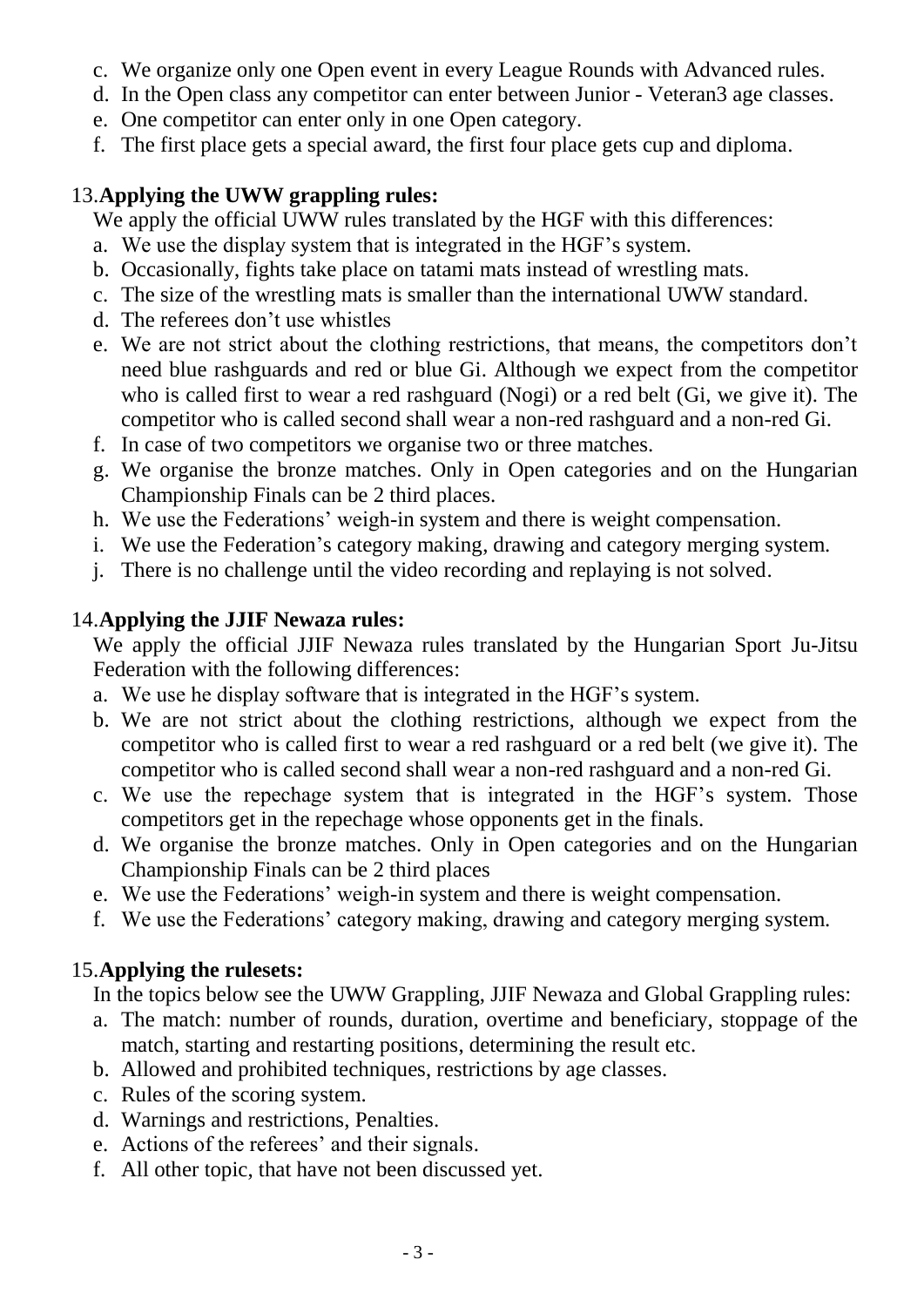c. We organize only one Open event in every League Rounds with Advanced rules.
d. In the Open class any competitor can enter between Junior - Veteran3 age classes.
e. One competitor can enter only in one Open category.
f. The first place gets a special award, the first four place gets cup and diploma.

13. **Applying the UWW grappling rules:**

We apply the official UWW rules translated by the HGF with this differences:

a. We use the display system that is integrated in the HGF's system.
b. Occasionally, fights take place on tatami mats instead of wrestling mats.
c. The size of the wrestling mats is smaller than the international UWW standard.
d. The referees don't use whistles
e. We are not strict about the clothing restrictions, that means, the competitors don't need blue rashguards and red or blue Gi. Although we expect from the competitor who is called first to wear a red rashguard (Nogi) or a red belt (Gi, we give it). The competitor who is called second shall wear a non-red rashguard and a non-red Gi.
f. In case of two competitors we organise two or three matches.
g. We organise the bronze matches. Only in Open categories and on the Hungarian Championship Finals can be 2 third places.
h. We use the Federations' weigh-in system and there is weight compensation.
i. We use the Federation's category making, drawing and category merging system.
j. There is no challenge until the video recording and replaying is not solved.

14. **Applying the JJIF Newaza rules:**

We apply the official JJIF Newaza rules translated by the Hungarian Sport Ju-Jitsu Federation with the following differences:

a. We use he display software that is integrated in the HGF's system.
b. We are not strict about the clothing restrictions, although we expect from the competitor who is called first to wear a red rashguard or a red belt (we give it). The competitor who is called second shall wear a non-red rashguard and a non-red Gi.
c. We use the repechage system that is integrated in the HGF's system. Those competitors get in the repechage whose opponents get in the finals.
d. We organise the bronze matches. Only in Open categories and on the Hungarian Championship Finals can be 2 third places
e. We use the Federations' weigh-in system and there is weight compensation.
f. We use the Federations' category making, drawing and category merging system.

15. **Applying the rulesets:**

In the topics below see the UWW Grappling, JJIF Newaza and Global Grappling rules:

a. The match: number of rounds, duration, overtime and beneficiary, stoppage of the match, starting and restarting positions, determining the result etc.
b. Allowed and prohibited techniques, restrictions by age classes.
c. Rules of the scoring system.
d. Warnings and restrictions, Penalties.
e. Actions of the referees' and their signals.
f. All other topic, that have not been discussed yet.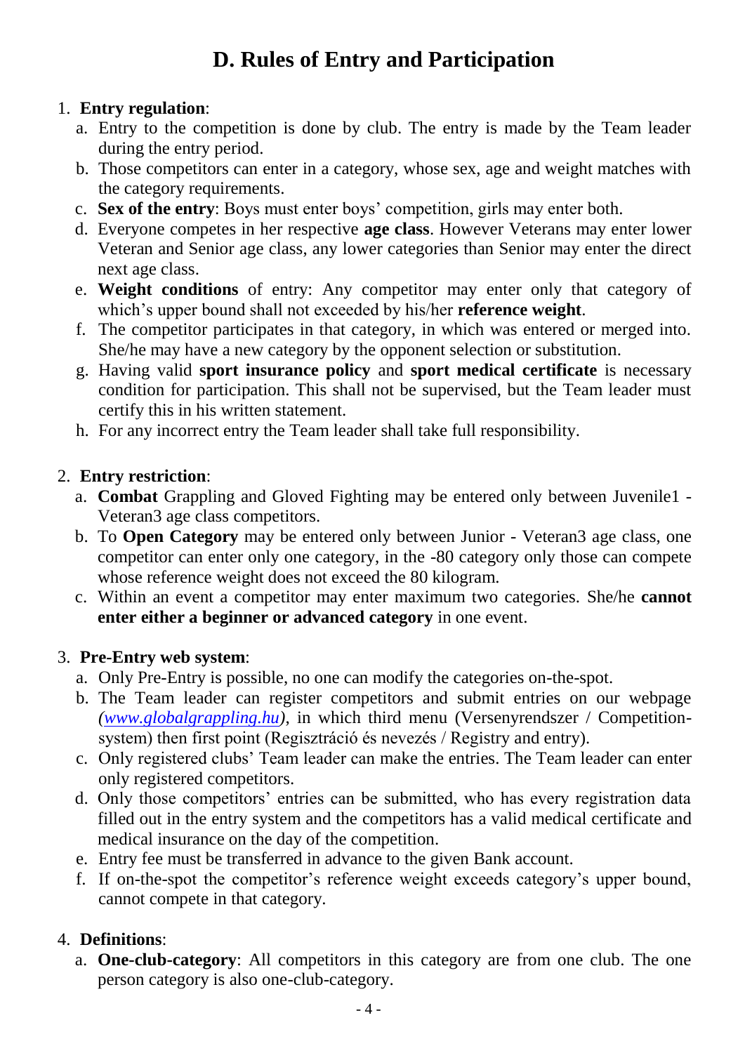# D. Rules of Entry and Participation

1. **Entry regulation**:
   a. Entry to the competition is done by club. The entry is made by the Team leader during the entry period.
   b. Those competitors can enter in a category, whose sex, age and weight matches with the category requirements.
   c. **Sex of the entry**: Boys must enter boys' competition, girls may enter both.
   d. Everyone competes in her respective **age class**. However Veterans may enter lower Veteran and Senior age class, any lower categories than Senior may enter the direct next age class.
   e. **Weight conditions** of entry: Any competitor may enter only that category of which's upper bound shall not exceeded by his/her **reference weight**.
   f. The competitor participates in that category, in which was entered or merged into. She/he may have a new category by the opponent selection or substitution.
   g. Having valid **sport insurance policy** and **sport medical certificate** is necessary condition for participation. This shall not be supervised, but the Team leader must certify this in his written statement.
   h. For any incorrect entry the Team leader shall take full responsibility.

2. **Entry restriction**:
   a. **Combat** Grappling and Gloved Fighting may be entered only between Juvenile1 - Veteran3 age class competitors.
   b. To **Open Category** may be entered only between Junior - Veteran3 age class, one competitor can enter only one category, in the -80 category only those can compete whose reference weight does not exceed the 80 kilogram.
   c. Within an event a competitor may enter maximum two categories. She/he **cannot enter either a beginner or advanced category** in one event.

3. **Pre-Entry web system**:
   a. Only Pre-Entry is possible, no one can modify the categories on-the-spot.
   b. The Team leader can register competitors and submit entries on our webpage *(www.globalgrappling.hu)*, in which third menu (Versenyrendszer / Competition-system) then first point (Regisztráció és nevezés / Registry and entry).
   c. Only registered clubs' Team leader can make the entries. The Team leader can enter only registered competitors.
   d. Only those competitors' entries can be submitted, who has every registration data filled out in the entry system and the competitors has a valid medical certificate and medical insurance on the day of the competition.
   e. Entry fee must be transferred in advance to the given Bank account.
   f. If on-the-spot the competitor's reference weight exceeds category's upper bound, cannot compete in that category.

4. **Definitions**:
   a. **One-club-category**: All competitors in this category are from one club. The one person category is also one-club-category.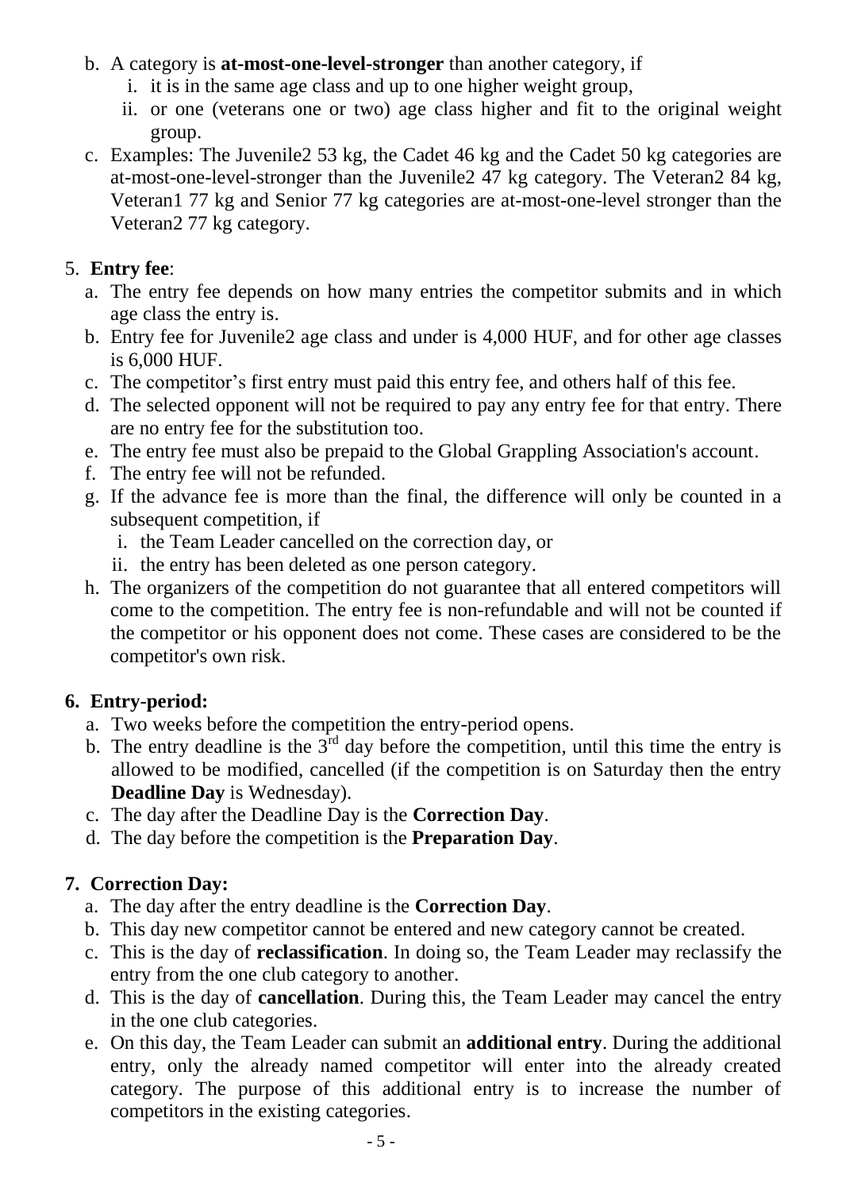b. A category is **at-most-one-level-stronger** than another category, if
    i. it is in the same age class and up to one higher weight group,
    ii. or one (veterans one or two) age class higher and fit to the original weight group.

c. Examples: The Juvenile2 53 kg, the Cadet 46 kg and the Cadet 50 kg categories are at-most-one-level-stronger than the Juvenile2 47 kg category. The Veteran2 84 kg, Veteran1 77 kg and Senior 77 kg categories are at-most-one-level stronger than the Veteran2 77 kg category.

5. **Entry fee**:
    a. The entry fee depends on how many entries the competitor submits and in which age class the entry is.
    b. Entry fee for Juvenile2 age class and under is 4,000 HUF, and for other age classes is 6,000 HUF.
    c. The competitor's first entry must paid this entry fee, and others half of this fee.
    d. The selected opponent will not be required to pay any entry fee for that entry. There are no entry fee for the substitution too.
    e. The entry fee must also be prepaid to the Global Grappling Association's account.
    f. The entry fee will not be refunded.
    g. If the advance fee is more than the final, the difference will only be counted in a subsequent competition, if
        i. the Team Leader cancelled on the correction day, or
        ii. the entry has been deleted as one person category.
    h. The organizers of the competition do not guarantee that all entered competitors will come to the competition. The entry fee is non-refundable and will not be counted if the competitor or his opponent does not come. These cases are considered to be the competitor's own risk.

**6. Entry-period:**
    a. Two weeks before the competition the entry-period opens.
    b. The entry deadline is the 3rd day before the competition, until this time the entry is allowed to be modified, cancelled (if the competition is on Saturday then the entry **Deadline Day** is Wednesday).
    c. The day after the Deadline Day is the **Correction Day**.
    d. The day before the competition is the **Preparation Day**.

**7. Correction Day:**
    a. The day after the entry deadline is the **Correction Day**.
    b. This day new competitor cannot be entered and new category cannot be created.
    c. This is the day of **reclassification**. In doing so, the Team Leader may reclassify the entry from the one club category to another.
    d. This is the day of **cancellation**. During this, the Team Leader may cancel the entry in the one club categories.
    e. On this day, the Team Leader can submit an **additional entry**. During the additional entry, only the already named competitor will enter into the already created category. The purpose of this additional entry is to increase the number of competitors in the existing categories.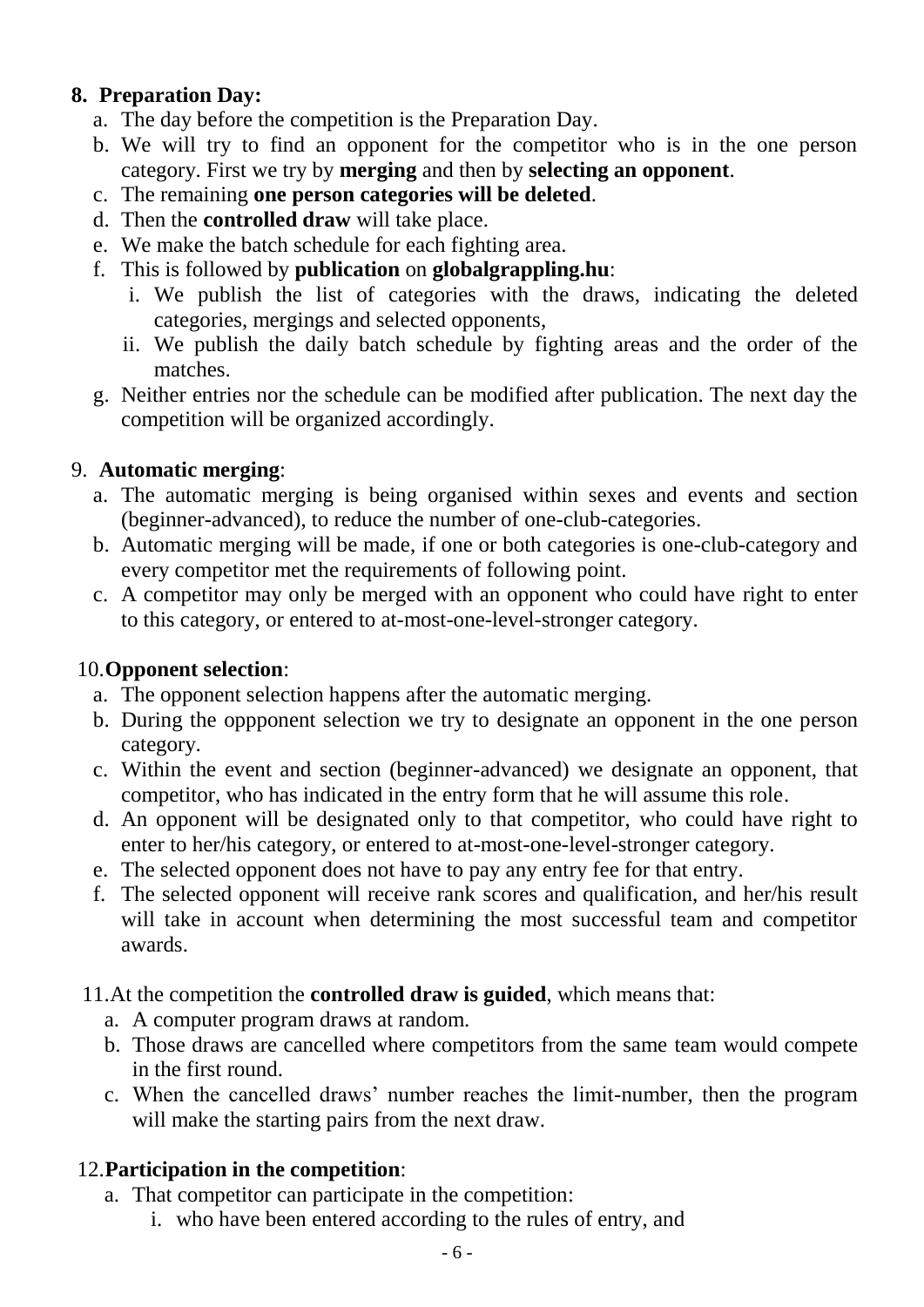**8. Preparation Day:**

a. The day before the competition is the Preparation Day.

b. We will try to find an opponent for the competitor who is in the one person category. First we try by **merging** and then by **selecting an opponent**.

c. The remaining **one person categories will be deleted**.

d. Then the **controlled draw** will take place.

e. We make the batch schedule for each fighting area.

f. This is followed by **publication** on **globalgrappling.hu**:

   i. We publish the list of categories with the draws, indicating the deleted categories, mergings and selected opponents,

   ii. We publish the daily batch schedule by fighting areas and the order of the matches.

g. Neither entries nor the schedule can be modified after publication. The next day the competition will be organized accordingly.

9. **Automatic merging**:

a. The automatic merging is being organised within sexes and events and section (beginner-advanced), to reduce the number of one-club-categories.

b. Automatic merging will be made, if one or both categories is one-club-category and every competitor met the requirements of following point.

c. A competitor may only be merged with an opponent who could have right to enter to this category, or entered to at-most-one-level-stronger category.

10. **Opponent selection**:

a. The opponent selection happens after the automatic merging.

b. During the oppponent selection we try to designate an opponent in the one person category.

c. Within the event and section (beginner-advanced) we designate an opponent, that competitor, who has indicated in the entry form that he will assume this role.

d. An opponent will be designated only to that competitor, who could have right to enter to her/his category, or entered to at-most-one-level-stronger category.

e. The selected opponent does not have to pay any entry fee for that entry.

f. The selected opponent will receive rank scores and qualification, and her/his result will take in account when determining the most successful team and competitor awards.

11. At the competition the **controlled draw is guided**, which means that:

a. A computer program draws at random.

b. Those draws are cancelled where competitors from the same team would compete in the first round.

c. When the cancelled draws' number reaches the limit-number, then the program will make the starting pairs from the next draw.

12. **Participation in the competition**:

a. That competitor can participate in the competition:

   i. who have been entered according to the rules of entry, and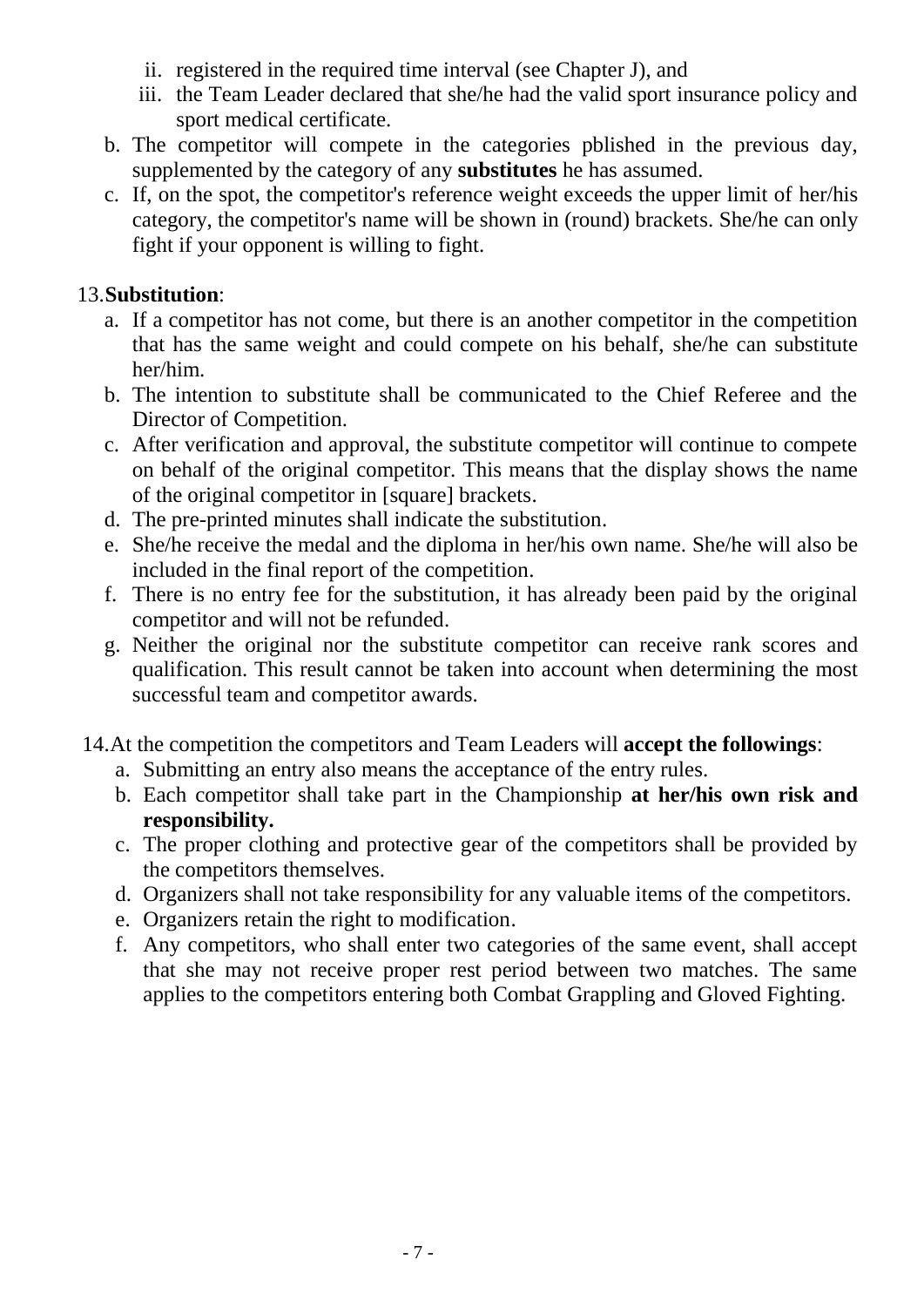ii. registered in the required time interval (see Chapter J), and
   iii. the Team Leader declared that she/he had the valid sport insurance policy and sport medical certificate.

b. The competitor will compete in the categories pblished in the previous day, supplemented by the category of any **substitutes** he has assumed.
c. If, on the spot, the competitor's reference weight exceeds the upper limit of her/his category, the competitor's name will be shown in (round) brackets. She/he can only fight if your opponent is willing to fight.

13. **Substitution**:

a. If a competitor has not come, but there is an another competitor in the competition that has the same weight and could compete on his behalf, she/he can substitute her/him.
b. The intention to substitute shall be communicated to the Chief Referee and the Director of Competition.
c. After verification and approval, the substitute competitor will continue to compete on behalf of the original competitor. This means that the display shows the name of the original competitor in [square] brackets.
d. The pre-printed minutes shall indicate the substitution.
e. She/he receive the medal and the diploma in her/his own name. She/he will also be included in the final report of the competition.
f. There is no entry fee for the substitution, it has already been paid by the original competitor and will not be refunded.
g. Neither the original nor the substitute competitor can receive rank scores and qualification. This result cannot be taken into account when determining the most successful team and competitor awards.

14. At the competition the competitors and Team Leaders will **accept the followings**:

a. Submitting an entry also means the acceptance of the entry rules.
b. Each competitor shall take part in the Championship **at her/his own risk and responsibility.**
c. The proper clothing and protective gear of the competitors shall be provided by the competitors themselves.
d. Organizers shall not take responsibility for any valuable items of the competitors.
e. Organizers retain the right to modification.
f. Any competitors, who shall enter two categories of the same event, shall accept that she may not receive proper rest period between two matches. The same applies to the competitors entering both Combat Grappling and Gloved Fighting.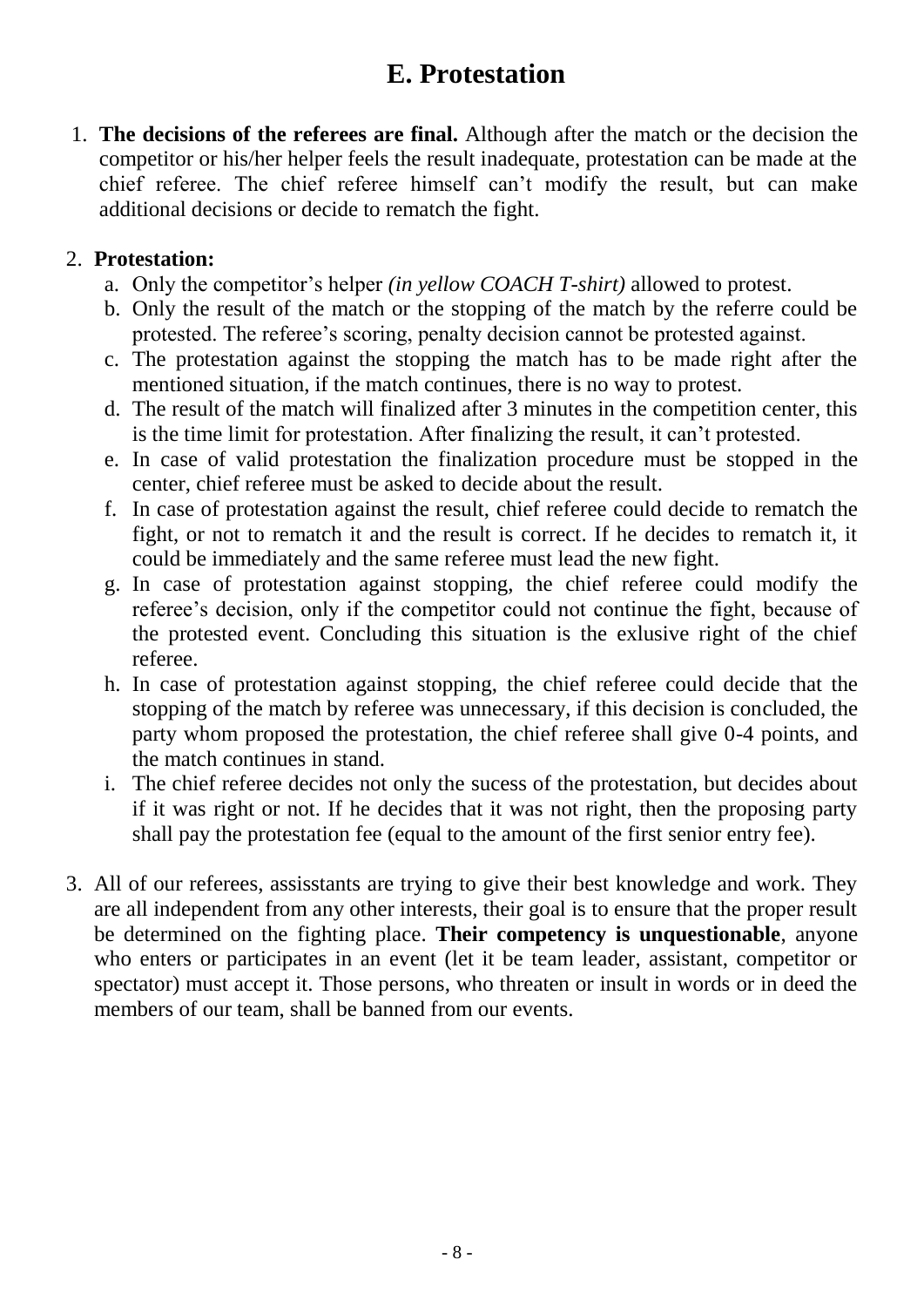# E. Protestation

1. **The decisions of the referees are final.** Although after the match or the decision the competitor or his/her helper feels the result inadequate, protestation can be made at the chief referee. The chief referee himself can't modify the result, but can make additional decisions or decide to rematch the fight.

2. **Protestation:**
   a. Only the competitor's helper *(in yellow COACH T-shirt)* allowed to protest.
   b. Only the result of the match or the stopping of the match by the referre could be protested. The referee's scoring, penalty decision cannot be protested against.
   c. The protestation against the stopping the match has to be made right after the mentioned situation, if the match continues, there is no way to protest.
   d. The result of the match will finalized after 3 minutes in the competition center, this is the time limit for protestation. After finalizing the result, it can't protested.
   e. In case of valid protestation the finalization procedure must be stopped in the center, chief referee must be asked to decide about the result.
   f. In case of protestation against the result, chief referee could decide to rematch the fight, or not to rematch it and the result is correct. If he decides to rematch it, it could be immediately and the same referee must lead the new fight.
   g. In case of protestation against stopping, the chief referee could modify the referee's decision, only if the competitor could not continue the fight, because of the protested event. Concluding this situation is the exlusive right of the chief referee.
   h. In case of protestation against stopping, the chief referee could decide that the stopping of the match by referee was unnecessary, if this decision is concluded, the party whom proposed the protestation, the chief referee shall give 0-4 points, and the match continues in stand.
   i. The chief referee decides not only the sucess of the protestation, but decides about if it was right or not. If he decides that it was not right, then the proposing party shall pay the protestation fee (equal to the amount of the first senior entry fee).

3. All of our referees, assisstants are trying to give their best knowledge and work. They are all independent from any other interests, their goal is to ensure that the proper result be determined on the fighting place. **Their competency is unquestionable**, anyone who enters or participates in an event (let it be team leader, assistant, competitor or spectator) must accept it. Those persons, who threaten or insult in words or in deed the members of our team, shall be banned from our events.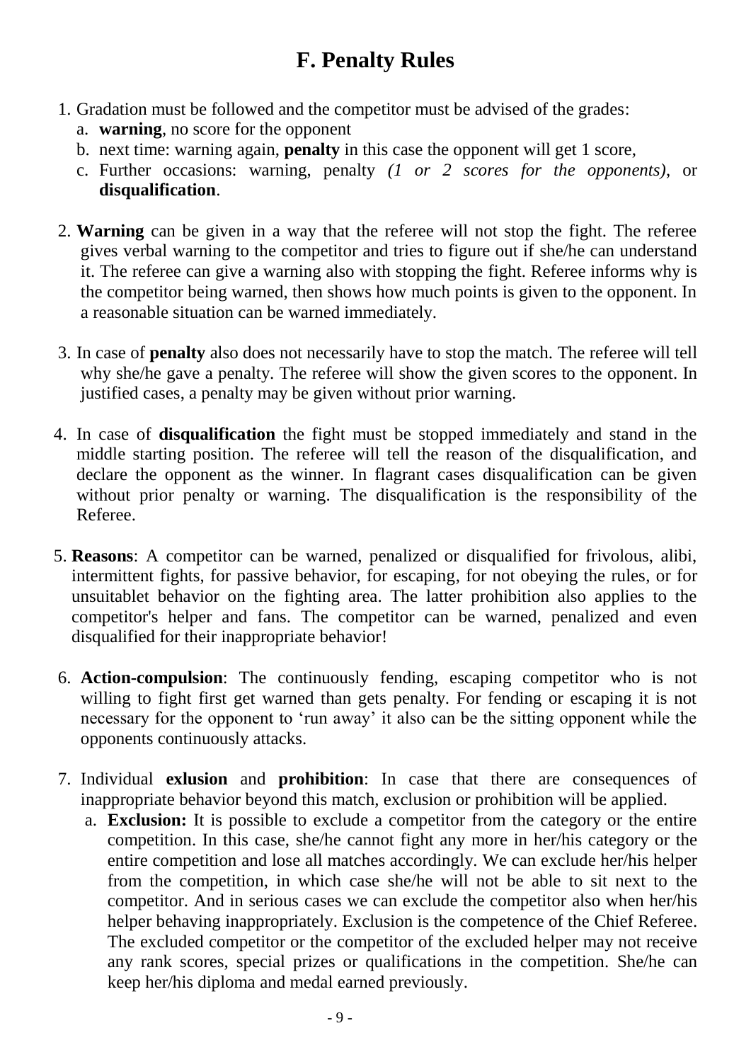# F. Penalty Rules

1. Gradation must be followed and the competitor must be advised of the grades:
   a. **warning**, no score for the opponent
   b. next time: warning again, **penalty** in this case the opponent will get 1 score,
   c. Further occasions: warning, penalty *(1 or 2 scores for the opponents)*, or **disqualification**.

2. **Warning** can be given in a way that the referee will not stop the fight. The referee gives verbal warning to the competitor and tries to figure out if she/he can understand it. The referee can give a warning also with stopping the fight. Referee informs why is the competitor being warned, then shows how much points is given to the opponent. In a reasonable situation can be warned immediately.

3. In case of **penalty** also does not necessarily have to stop the match. The referee will tell why she/he gave a penalty. The referee will show the given scores to the opponent. In justified cases, a penalty may be given without prior warning.

4. In case of **disqualification** the fight must be stopped immediately and stand in the middle starting position. The referee will tell the reason of the disqualification, and declare the opponent as the winner. In flagrant cases disqualification can be given without prior penalty or warning. The disqualification is the responsibility of the Referee.

5. **Reasons**: A competitor can be warned, penalized or disqualified for frivolous, alibi, intermittent fights, for passive behavior, for escaping, for not obeying the rules, or for unsuitablet behavior on the fighting area. The latter prohibition also applies to the competitor's helper and fans. The competitor can be warned, penalized and even disqualified for their inappropriate behavior!

6. **Action-compulsion**: The continuously fending, escaping competitor who is not willing to fight first get warned than gets penalty. For fending or escaping it is not necessary for the opponent to 'run away' it also can be the sitting opponent while the opponents continuously attacks.

7. Individual **exlusion** and **prohibition**: In case that there are consequences of inappropriate behavior beyond this match, exclusion or prohibition will be applied.
   a. **Exclusion:** It is possible to exclude a competitor from the category or the entire competition. In this case, she/he cannot fight any more in her/his category or the entire competition and lose all matches accordingly. We can exclude her/his helper from the competition, in which case she/he will not be able to sit next to the competitor. And in serious cases we can exclude the competitor also when her/his helper behaving inappropriately. Exclusion is the competence of the Chief Referee. The excluded competitor or the competitor of the excluded helper may not receive any rank scores, special prizes or qualifications in the competition. She/he can keep her/his diploma and medal earned previously.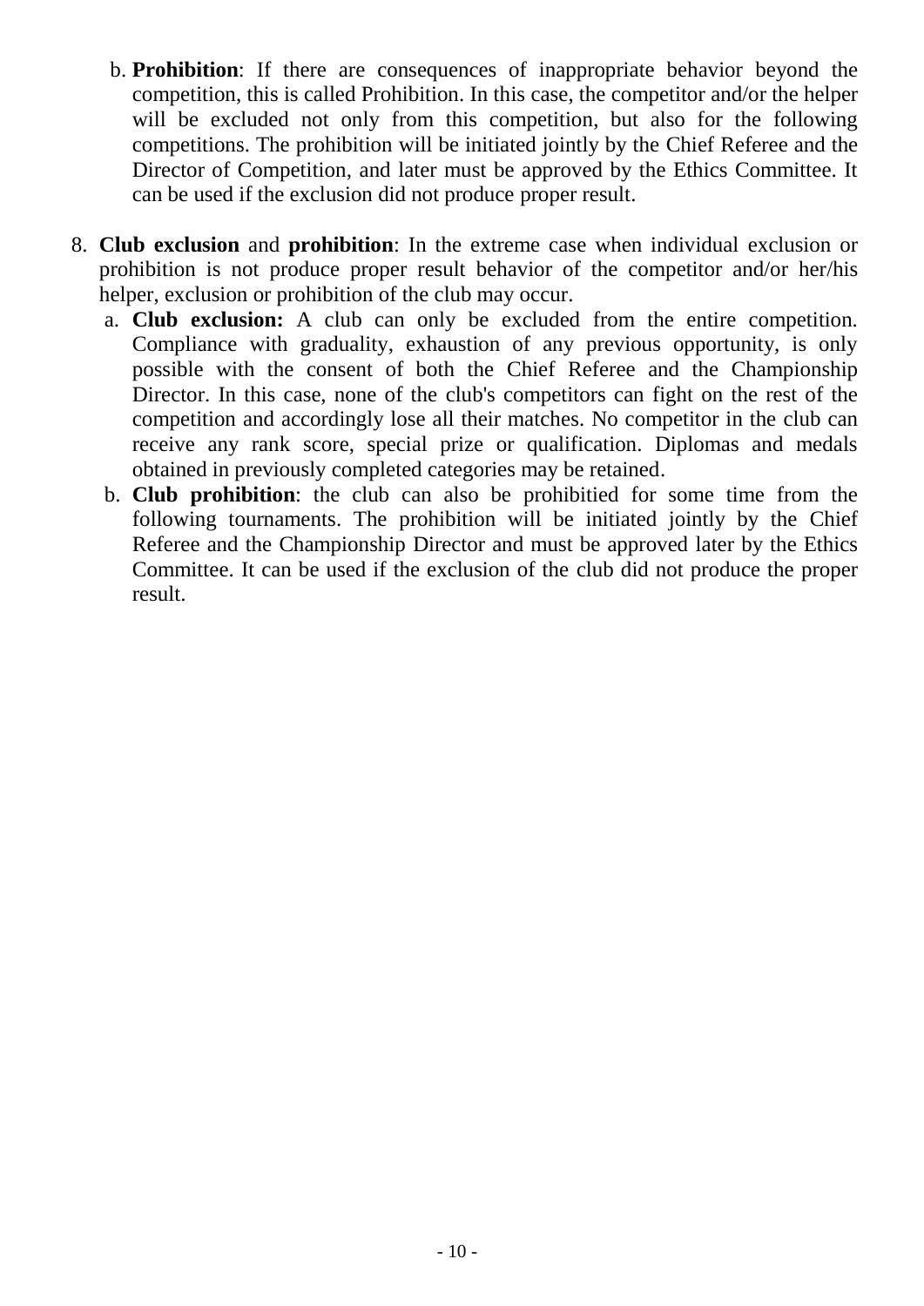b. **Prohibition**: If there are consequences of inappropriate behavior beyond the competition, this is called Prohibition. In this case, the competitor and/or the helper will be excluded not only from this competition, but also for the following competitions. The prohibition will be initiated jointly by the Chief Referee and the Director of Competition, and later must be approved by the Ethics Committee. It can be used if the exclusion did not produce proper result.

8. **Club exclusion** and **prohibition**: In the extreme case when individual exclusion or prohibition is not produce proper result behavior of the competitor and/or her/his helper, exclusion or prohibition of the club may occur.
   a. **Club exclusion:** A club can only be excluded from the entire competition. Compliance with graduality, exhaustion of any previous opportunity, is only possible with the consent of both the Chief Referee and the Championship Director. In this case, none of the club's competitors can fight on the rest of the competition and accordingly lose all their matches. No competitor in the club can receive any rank score, special prize or qualification. Diplomas and medals obtained in previously completed categories may be retained.
   b. **Club prohibition**: the club can also be prohibitied for some time from the following tournaments. The prohibition will be initiated jointly by the Chief Referee and the Championship Director and must be approved later by the Ethics Committee. It can be used if the exclusion of the club did not produce the proper result.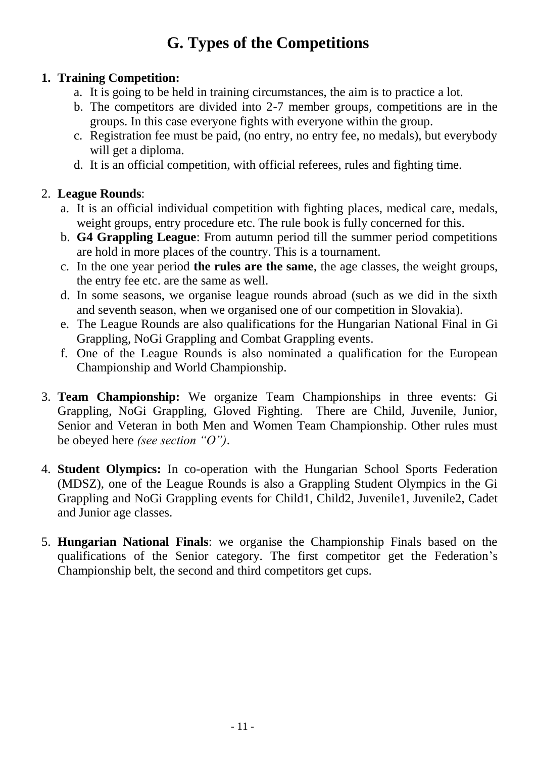# G. Types of the Competitions

1. **Training Competition:**
   a. It is going to be held in training circumstances, the aim is to practice a lot.
   b. The competitors are divided into 2-7 member groups, competitions are in the groups. In this case everyone fights with everyone within the group.
   c. Registration fee must be paid, (no entry, no entry fee, no medals), but everybody will get a diploma.
   d. It is an official competition, with official referees, rules and fighting time.

2. **League Rounds**:
   a. It is an official individual competition with fighting places, medical care, medals, weight groups, entry procedure etc. The rule book is fully concerned for this.
   b. **G4 Grappling League**: From autumn period till the summer period competitions are hold in more places of the country. This is a tournament.
   c. In the one year period **the rules are the same**, the age classes, the weight groups, the entry fee etc. are the same as well.
   d. In some seasons, we organise league rounds abroad (such as we did in the sixth and seventh season, when we organised one of our competition in Slovakia).
   e. The League Rounds are also qualifications for the Hungarian National Final in Gi Grappling, NoGi Grappling and Combat Grappling events.
   f. One of the League Rounds is also nominated a qualification for the European Championship and World Championship.

3. **Team Championship:** We organize Team Championships in three events: Gi Grappling, NoGi Grappling, Gloved Fighting. There are Child, Juvenile, Junior, Senior and Veteran in both Men and Women Team Championship. Other rules must be obeyed here *(see section "O")*.

4. **Student Olympics:** In co-operation with the Hungarian School Sports Federation (MDSZ), one of the League Rounds is also a Grappling Student Olympics in the Gi Grappling and NoGi Grappling events for Child1, Child2, Juvenile1, Juvenile2, Cadet and Junior age classes.

5. **Hungarian National Finals**: we organise the Championship Finals based on the qualifications of the Senior category. The first competitor get the Federation's Championship belt, the second and third competitors get cups.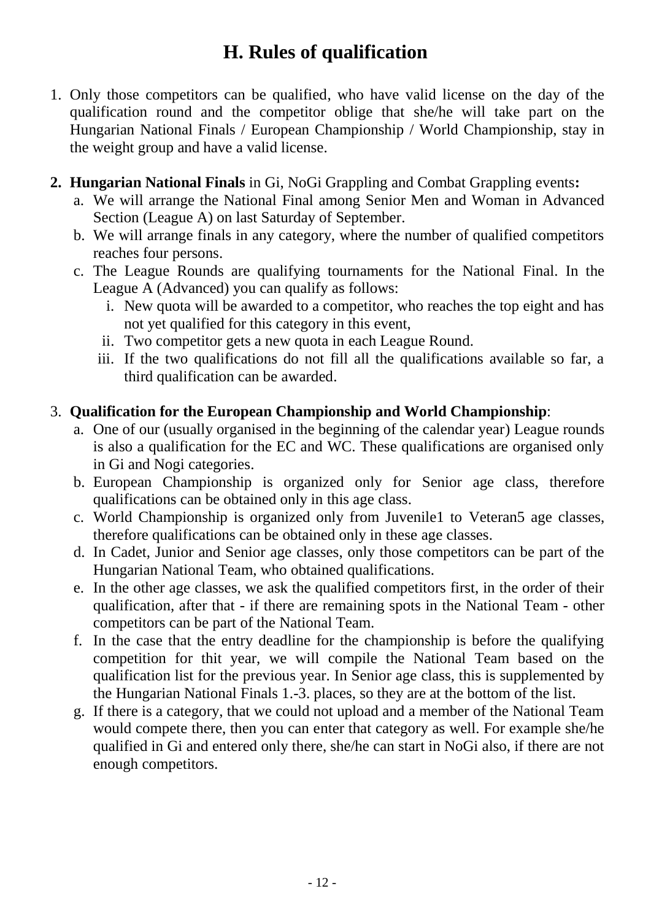# H. Rules of qualification

1. Only those competitors can be qualified, who have valid license on the day of the qualification round and the competitor oblige that she/he will take part on the Hungarian National Finals / European Championship / World Championship, stay in the weight group and have a valid license.

2. **Hungarian National Finals** in Gi, NoGi Grappling and Combat Grappling events**:**
   a. We will arrange the National Final among Senior Men and Woman in Advanced Section (League A) on last Saturday of September.
   b. We will arrange finals in any category, where the number of qualified competitors reaches four persons.
   c. The League Rounds are qualifying tournaments for the National Final. In the League A (Advanced) you can qualify as follows:
      i. New quota will be awarded to a competitor, who reaches the top eight and has not yet qualified for this category in this event,
      ii. Two competitor gets a new quota in each League Round.
      iii. If the two qualifications do not fill all the qualifications available so far, a third qualification can be awarded.

3. **Qualification for the European Championship and World Championship**:
   a. One of our (usually organised in the beginning of the calendar year) League rounds is also a qualification for the EC and WC. These qualifications are organised only in Gi and Nogi categories.
   b. European Championship is organized only for Senior age class, therefore qualifications can be obtained only in this age class.
   c. World Championship is organized only from Juvenile1 to Veteran5 age classes, therefore qualifications can be obtained only in these age classes.
   d. In Cadet, Junior and Senior age classes, only those competitors can be part of the Hungarian National Team, who obtained qualifications.
   e. In the other age classes, we ask the qualified competitors first, in the order of their qualification, after that - if there are remaining spots in the National Team - other competitors can be part of the National Team.
   f. In the case that the entry deadline for the championship is before the qualifying competition for thit year, we will compile the National Team based on the qualification list for the previous year. In Senior age class, this is supplemented by the Hungarian National Finals 1.-3. places, so they are at the bottom of the list.
   g. If there is a category, that we could not upload and a member of the National Team would compete there, then you can enter that category as well. For example she/he qualified in Gi and entered only there, she/he can start in NoGi also, if there are not enough competitors.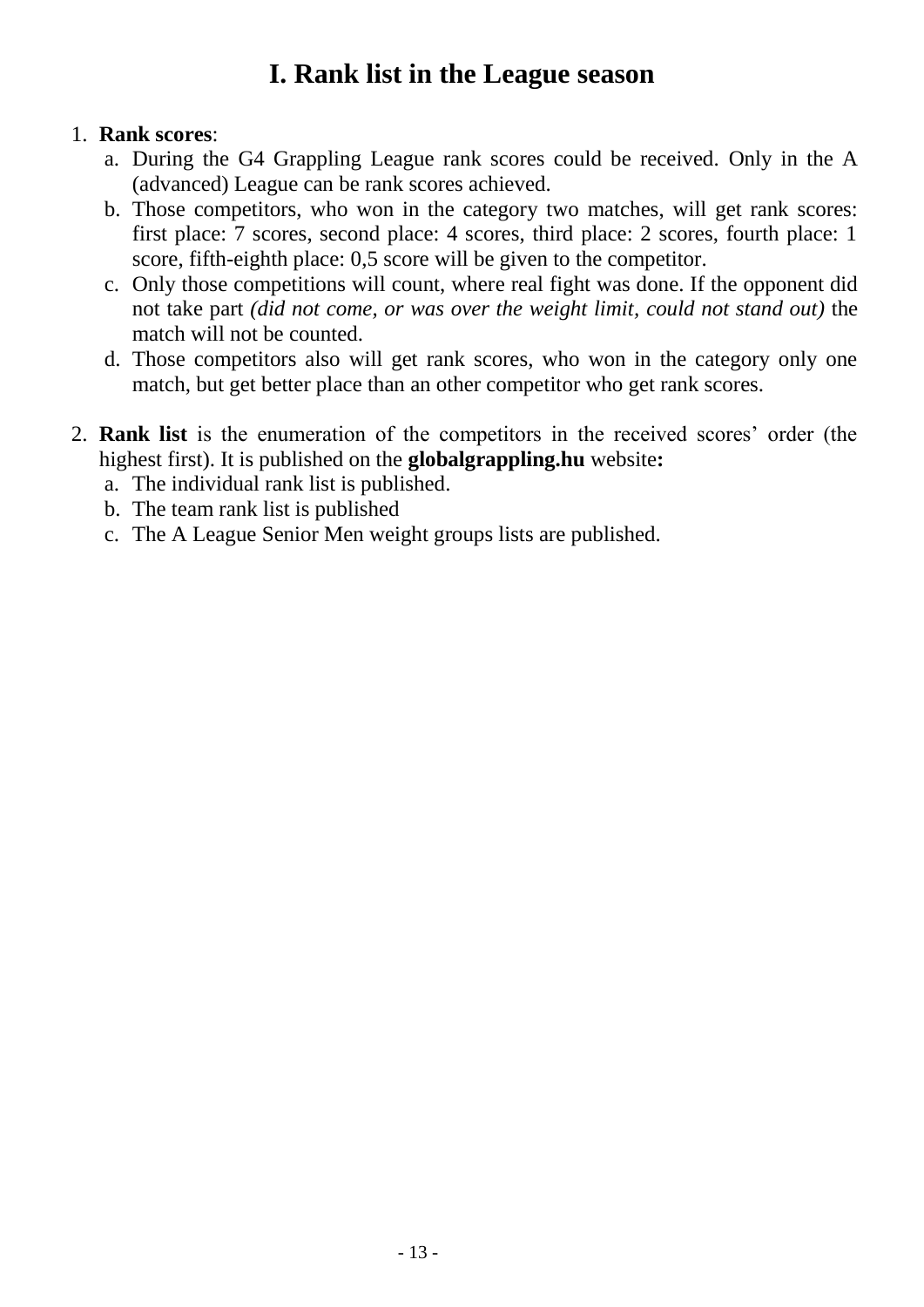# I. Rank list in the League season

1. **Rank scores**:
   a. During the G4 Grappling League rank scores could be received. Only in the A (advanced) League can be rank scores achieved.
   b. Those competitors, who won in the category two matches, will get rank scores: first place: 7 scores, second place: 4 scores, third place: 2 scores, fourth place: 1 score, fifth-eighth place: 0,5 score will be given to the competitor.
   c. Only those competitions will count, where real fight was done. If the opponent did not take part *(did not come, or was over the weight limit, could not stand out)* the match will not be counted.
   d. Those competitors also will get rank scores, who won in the category only one match, but get better place than an other competitor who get rank scores.

2. **Rank list** is the enumeration of the competitors in the received scores' order (the highest first). It is published on the **globalgrappling.hu** website**:**
   a. The individual rank list is published.
   b. The team rank list is published
   c. The A League Senior Men weight groups lists are published.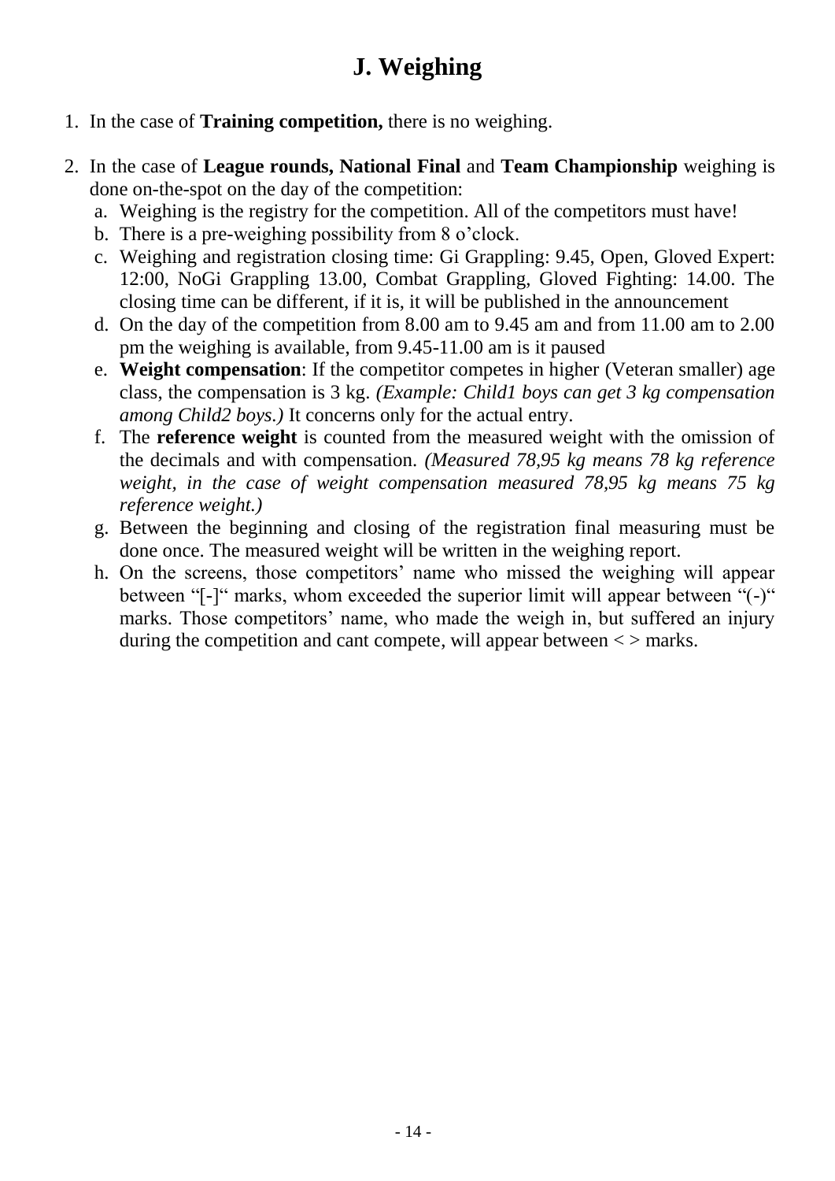# J. Weighing

1. In the case of **Training competition,** there is no weighing.
2. In the case of **League rounds, National Final** and **Team Championship** weighing is done on-the-spot on the day of the competition:
   a. Weighing is the registry for the competition. All of the competitors must have!
   b. There is a pre-weighing possibility from 8 o'clock.
   c. Weighing and registration closing time: Gi Grappling: 9.45, Open, Gloved Expert: 12:00, NoGi Grappling 13.00, Combat Grappling, Gloved Fighting: 14.00. The closing time can be different, if it is, it will be published in the announcement
   d. On the day of the competition from 8.00 am to 9.45 am and from 11.00 am to 2.00 pm the weighing is available, from 9.45-11.00 am is it paused
   e. **Weight compensation**: If the competitor competes in higher (Veteran smaller) age class, the compensation is 3 kg. *(Example: Child1 boys can get 3 kg compensation among Child2 boys.)* It concerns only for the actual entry.
   f. The **reference weight** is counted from the measured weight with the omission of the decimals and with compensation. *(Measured 78,95 kg means 78 kg reference weight, in the case of weight compensation measured 78,95 kg means 75 kg reference weight.)*
   g. Between the beginning and closing of the registration final measuring must be done once. The measured weight will be written in the weighing report.
   h. On the screens, those competitors' name who missed the weighing will appear between "[-]" marks, whom exceeded the superior limit will appear between "(-)" marks. Those competitors' name, who made the weigh in, but suffered an injury during the competition and cant compete, will appear between < > marks.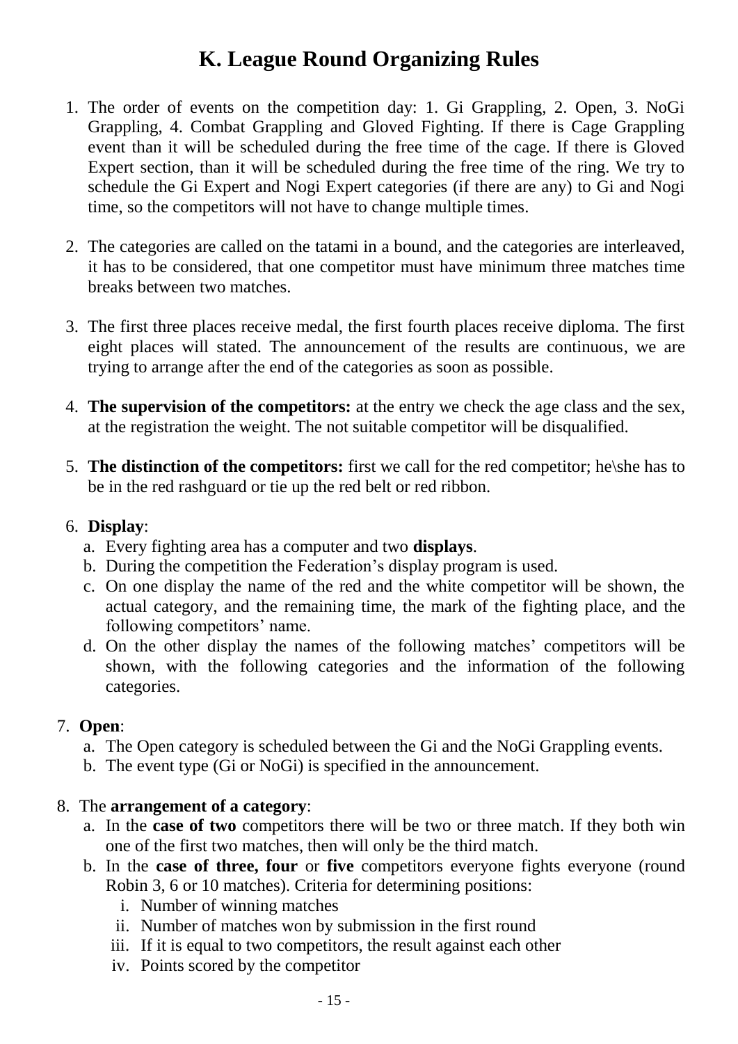# K. League Round Organizing Rules

1. The order of events on the competition day: 1. Gi Grappling, 2. Open, 3. NoGi Grappling, 4. Combat Grappling and Gloved Fighting. If there is Cage Grappling event than it will be scheduled during the free time of the cage. If there is Gloved Expert section, than it will be scheduled during the free time of the ring. We try to schedule the Gi Expert and Nogi Expert categories (if there are any) to Gi and Nogi time, so the competitors will not have to change multiple times.

2. The categories are called on the tatami in a bound, and the categories are interleaved, it has to be considered, that one competitor must have minimum three matches time breaks between two matches.

3. The first three places receive medal, the first fourth places receive diploma. The first eight places will stated. The announcement of the results are continuous, we are trying to arrange after the end of the categories as soon as possible.

4. **The supervision of the competitors:** at the entry we check the age class and the sex, at the registration the weight. The not suitable competitor will be disqualified.

5. **The distinction of the competitors:** first we call for the red competitor; he\she has to be in the red rashguard or tie up the red belt or red ribbon.

6. **Display**:
   a. Every fighting area has a computer and two **displays**.
   b. During the competition the Federation's display program is used.
   c. On one display the name of the red and the white competitor will be shown, the actual category, and the remaining time, the mark of the fighting place, and the following competitors' name.
   d. On the other display the names of the following matches' competitors will be shown, with the following categories and the information of the following categories.

7. **Open**:
   a. The Open category is scheduled between the Gi and the NoGi Grappling events.
   b. The event type (Gi or NoGi) is specified in the announcement.

8. The **arrangement of a category**:
   a. In the **case of two** competitors there will be two or three match. If they both win one of the first two matches, then will only be the third match.
   b. In the **case of three, four** or **five** competitors everyone fights everyone (round Robin 3, 6 or 10 matches). Criteria for determining positions:
      i. Number of winning matches
      ii. Number of matches won by submission in the first round
      iii. If it is equal to two competitors, the result against each other
      iv. Points scored by the competitor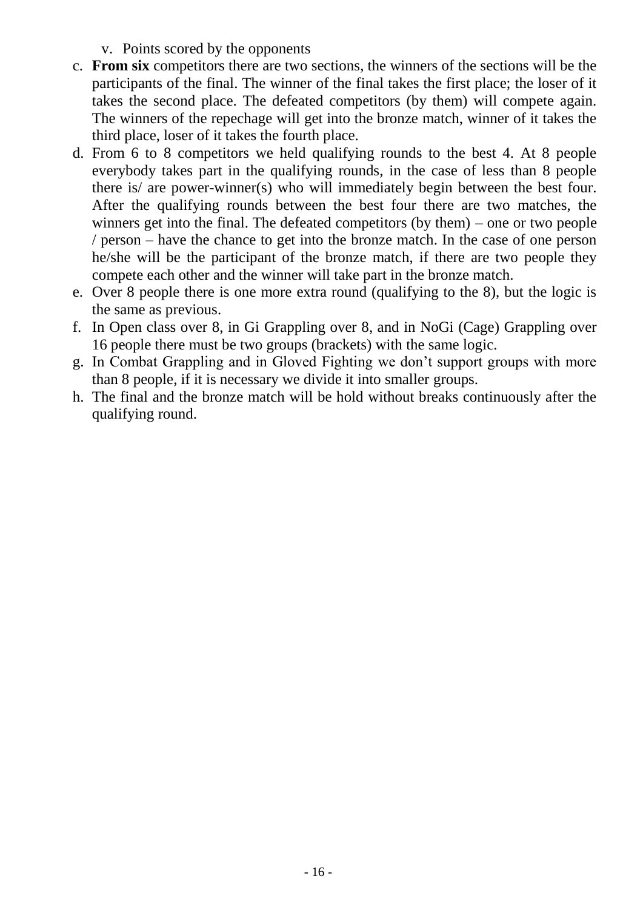v. Points scored by the opponents

c. **From six** competitors there are two sections, the winners of the sections will be the participants of the final. The winner of the final takes the first place; the loser of it takes the second place. The defeated competitors (by them) will compete again. The winners of the repechage will get into the bronze match, winner of it takes the third place, loser of it takes the fourth place.
d. From 6 to 8 competitors we held qualifying rounds to the best 4. At 8 people everybody takes part in the qualifying rounds, in the case of less than 8 people there is/ are power-winner(s) who will immediately begin between the best four. After the qualifying rounds between the best four there are two matches, the winners get into the final. The defeated competitors (by them) – one or two people / person – have the chance to get into the bronze match. In the case of one person he/she will be the participant of the bronze match, if there are two people they compete each other and the winner will take part in the bronze match.
e. Over 8 people there is one more extra round (qualifying to the 8), but the logic is the same as previous.
f. In Open class over 8, in Gi Grappling over 8, and in NoGi (Cage) Grappling over 16 people there must be two groups (brackets) with the same logic.
g. In Combat Grappling and in Gloved Fighting we don't support groups with more than 8 people, if it is necessary we divide it into smaller groups.
h. The final and the bronze match will be hold without breaks continuously after the qualifying round.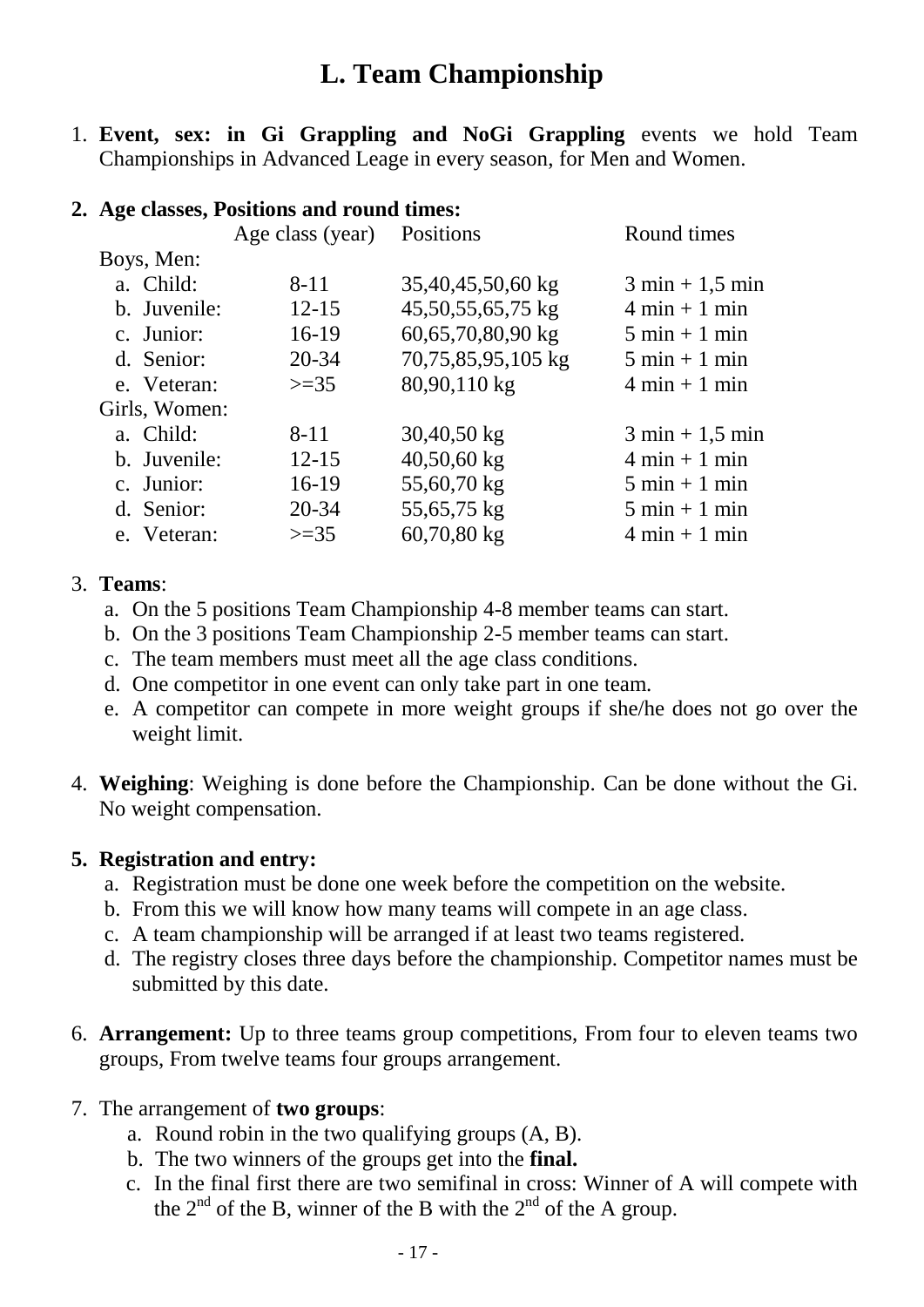# L. Team Championship

1. **Event, sex: in Gi Grappling and NoGi Grappling** events we hold Team Championships in Advanced Leage in every season, for Men and Women.

2. **Age classes, Positions and round times:**

| | Age class (year) | Positions | Round times |
|---|---|---|---|
| Boys, Men: | | | |
| a. Child: | 8-11 | 35,40,45,50,60 kg | 3 min + 1,5 min |
| b. Juvenile: | 12-15 | 45,50,55,65,75 kg | 4 min + 1 min |
| c. Junior: | 16-19 | 60,65,70,80,90 kg | 5 min + 1 min |
| d. Senior: | 20-34 | 70,75,85,95,105 kg | 5 min + 1 min |
| e. Veteran: | >=35 | 80,90,110 kg | 4 min + 1 min |
| Girls, Women: | | | |
| a. Child: | 8-11 | 30,40,50 kg | 3 min + 1,5 min |
| b. Juvenile: | 12-15 | 40,50,60 kg | 4 min + 1 min |
| c. Junior: | 16-19 | 55,60,70 kg | 5 min + 1 min |
| d. Senior: | 20-34 | 55,65,75 kg | 5 min + 1 min |
| e. Veteran: | >=35 | 60,70,80 kg | 4 min + 1 min |

3. **Teams**:
   a. On the 5 positions Team Championship 4-8 member teams can start.
   b. On the 3 positions Team Championship 2-5 member teams can start.
   c. The team members must meet all the age class conditions.
   d. One competitor in one event can only take part in one team.
   e. A competitor can compete in more weight groups if she/he does not go over the weight limit.

4. **Weighing**: Weighing is done before the Championship. Can be done without the Gi. No weight compensation.

5. **Registration and entry:**
   a. Registration must be done one week before the competition on the website.
   b. From this we will know how many teams will compete in an age class.
   c. A team championship will be arranged if at least two teams registered.
   d. The registry closes three days before the championship. Competitor names must be submitted by this date.

6. **Arrangement:** Up to three teams group competitions, From four to eleven teams two groups, From twelve teams four groups arrangement.

7. The arrangement of **two groups**:
   a. Round robin in the two qualifying groups (A, B).
   b. The two winners of the groups get into the **final.**
   c. In the final first there are two semifinal in cross: Winner of A will compete with the 2nd of the B, winner of the B with the 2nd of the A group.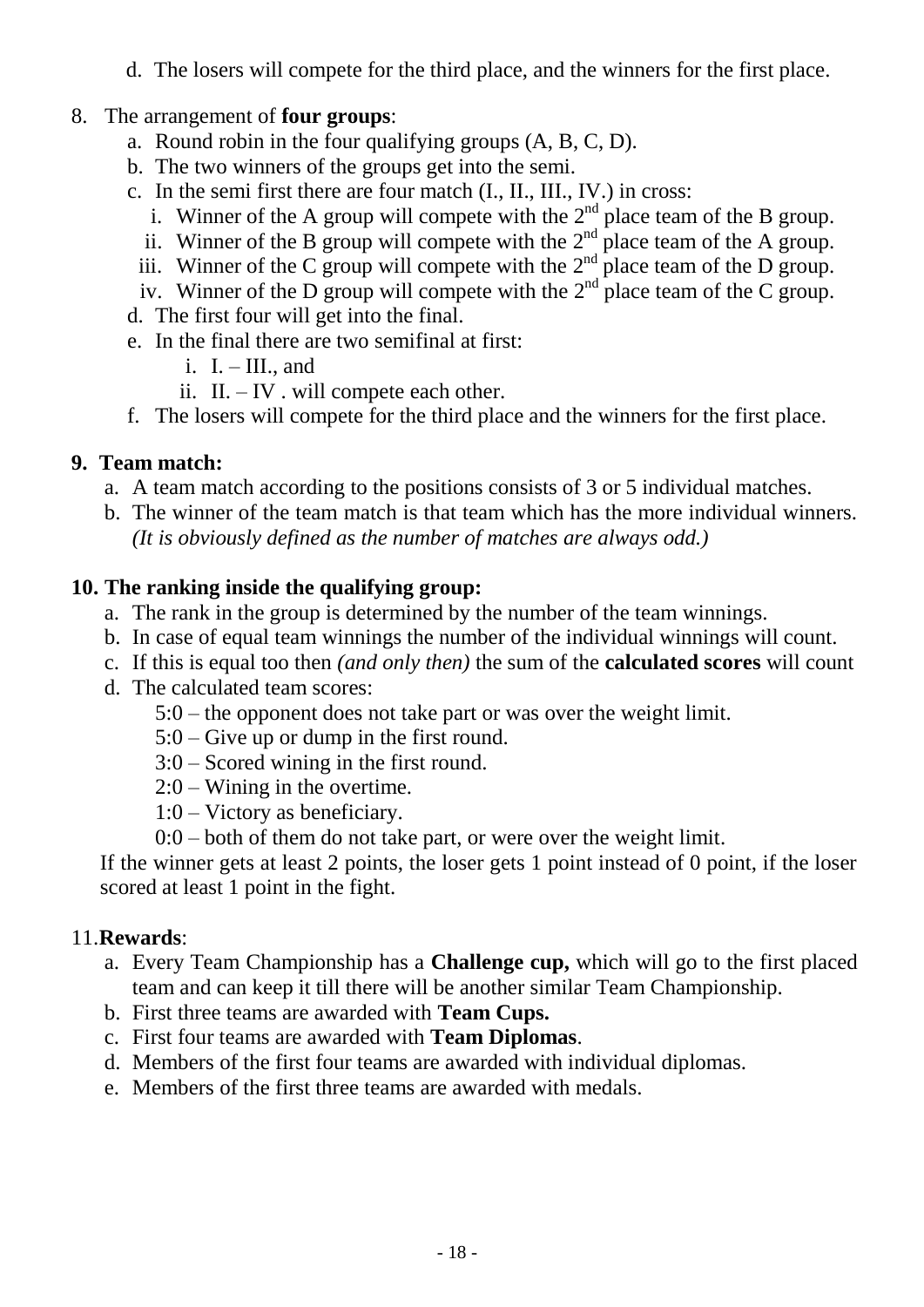d. The losers will compete for the third place, and the winners for the first place.

8. The arrangement of **four groups**:
   a. Round robin in the four qualifying groups (A, B, C, D).
   b. The two winners of the groups get into the semi.
   c. In the semi first there are four match (I., II., III., IV.) in cross:
      i. Winner of the A group will compete with the 2nd place team of the B group.
      ii. Winner of the B group will compete with the 2nd place team of the A group.
      iii. Winner of the C group will compete with the 2nd place team of the D group.
      iv. Winner of the D group will compete with the 2nd place team of the C group.
   d. The first four will get into the final.
   e. In the final there are two semifinal at first:
      i. I. – III., and
      ii. II. – IV . will compete each other.
   f. The losers will compete for the third place and the winners for the first place.

## 9. Team match:

a. A team match according to the positions consists of 3 or 5 individual matches.
b. The winner of the team match is that team which has the more individual winners. *(It is obviously defined as the number of matches are always odd.)*

## 10. The ranking inside the qualifying group:

a. The rank in the group is determined by the number of the team winnings.
b. In case of equal team winnings the number of the individual winnings will count.
c. If this is equal too then *(and only then)* the sum of the **calculated scores** will count
d. The calculated team scores:

   5:0 – the opponent does not take part or was over the weight limit.
   5:0 – Give up or dump in the first round.
   3:0 – Scored wining in the first round.
   2:0 – Wining in the overtime.
   1:0 – Victory as beneficiary.
   0:0 – both of them do not take part, or were over the weight limit.

If the winner gets at least 2 points, the loser gets 1 point instead of 0 point, if the loser scored at least 1 point in the fight.

## 11. Rewards:

a. Every Team Championship has a **Challenge cup,** which will go to the first placed team and can keep it till there will be another similar Team Championship.
b. First three teams are awarded with **Team Cups.**
c. First four teams are awarded with **Team Diplomas**.
d. Members of the first four teams are awarded with individual diplomas.
e. Members of the first three teams are awarded with medals.